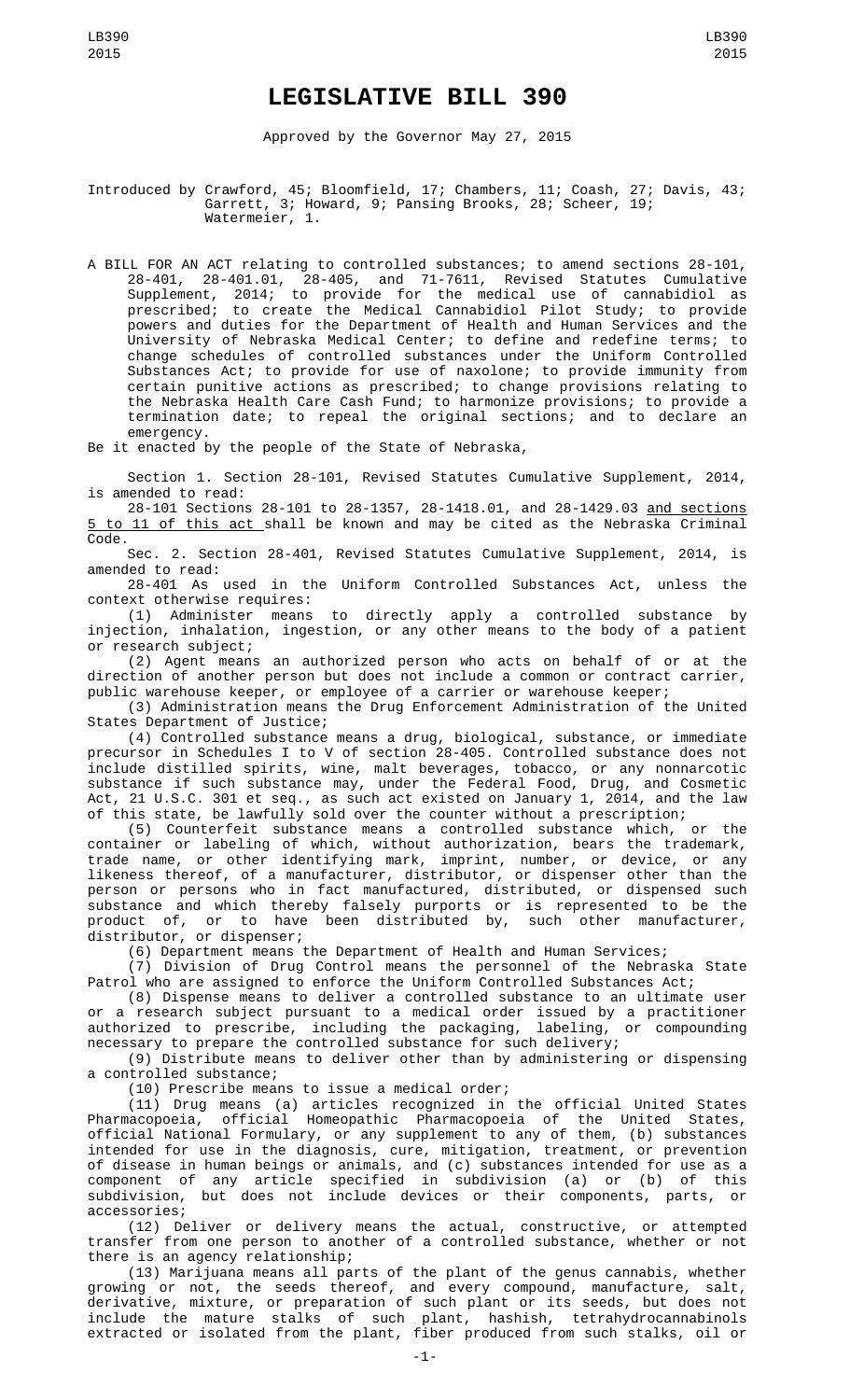# LEGISLATIVE BILL 390

Approved by the Governor May 27, 2015

Introduced by Crawford, 45; Bloomfield, 17; Chambers, 11; Coash, 27; Davis, 43; Garrett, 3; Howard, 9; Pansing Brooks, 28; Scheer, 19; Watermeier, 1.

A BILL FOR AN ACT relating to controlled substances; to amend sections 28-101, 28-401, 28-401.01, 28-405, and 71-7611, Revised Statutes Cumulative Supplement, 2014; to provide for the medical use of cannabidiol as prescribed; to create the Medical Cannabidiol Pilot Study; to provide powers and duties for the Department of Health and Human Services and the University of Nebraska Medical Center; to define and redefine terms; to change schedules of controlled substances under the Uniform Controlled Substances Act; to provide for use of naloxone; to provide immunity from certain punitive actions as prescribed; to change provisions relating to the Nebraska Health Care Cash Fund; to harmonize provisions; to provide a termination date; to repeal the original sections; and to declare an emergency.

Be it enacted by the people of the State of Nebraska,

Section 1. Section 28-101, Revised Statutes Cumulative Supplement, 2014, is amended to read:

28-101 Sections 28-101 to 28-1357, 28-1418.01, and 28-1429.03 and sections 5 to 11 of this act shall be known and may be cited as the Nebraska Criminal Code.

Sec. 2. Section 28-401, Revised Statutes Cumulative Supplement, 2014, is amended to read:

28-401 As used in the Uniform Controlled Substances Act, unless the context otherwise requires:

(1) Administer means to directly apply a controlled substance by injection, inhalation, ingestion, or any other means to the body of a patient or research subject;

(2) Agent means an authorized person who acts on behalf of or at the direction of another person but does not include a common or contract carrier, public warehouse keeper, or employee of a carrier or warehouse keeper;

(3) Administration means the Drug Enforcement Administration of the United States Department of Justice;

(4) Controlled substance means a drug, biological, substance, or immediate precursor in Schedules I to V of section 28-405. Controlled substance does not include distilled spirits, wine, malt beverages, tobacco, or any nonnarcotic substance if such substance may, under the Federal Food, Drug, and Cosmetic Act, 21 U.S.C. 301 et seq., as such act existed on January 1, 2014, and the law of this state, be lawfully sold over the counter without a prescription;

(5) Counterfeit substance means a controlled substance which, or the container or labeling of which, without authorization, bears the trademark, trade name, or other identifying mark, imprint, number, or device, or any likeness thereof, of a manufacturer, distributor, or dispenser other than the person or persons who in fact manufactured, distributed, or dispensed such substance and which thereby falsely purports or is represented to be the product of, or to have been distributed by, such other manufacturer, distributor, or dispenser;

(6) Department means the Department of Health and Human Services;

(7) Division of Drug Control means the personnel of the Nebraska State Patrol who are assigned to enforce the Uniform Controlled Substances Act;

(8) Dispense means to deliver a controlled substance to an ultimate user or a research subject pursuant to a medical order issued by a practitioner authorized to prescribe, including the packaging, labeling, or compounding necessary to prepare the controlled substance for such delivery;

(9) Distribute means to deliver other than by administering or dispensing a controlled substance;

(10) Prescribe means to issue a medical order;

(11) Drug means (a) articles recognized in the official United States Pharmacopoeia, official Homeopathic Pharmacopoeia of the United States, official National Formulary, or any supplement to any of them, (b) substances intended for use in the diagnosis, cure, mitigation, treatment, or prevention of disease in human beings or animals, and (c) substances intended for use as a component of any article specified in subdivision (a) or (b) of this subdivision, but does not include devices or their components, parts, or accessories;

(12) Deliver or delivery means the actual, constructive, or attempted transfer from one person to another of a controlled substance, whether or not there is an agency relationship;

(13) Marijuana means all parts of the plant of the genus cannabis, whether growing or not, the seeds thereof, and every compound, manufacture, salt, derivative, mixture, or preparation of such plant or its seeds, but does not include the mature stalks of such plant, hashish, tetrahydrocannabinols extracted or isolated from the plant, fiber produced from such stalks, oil or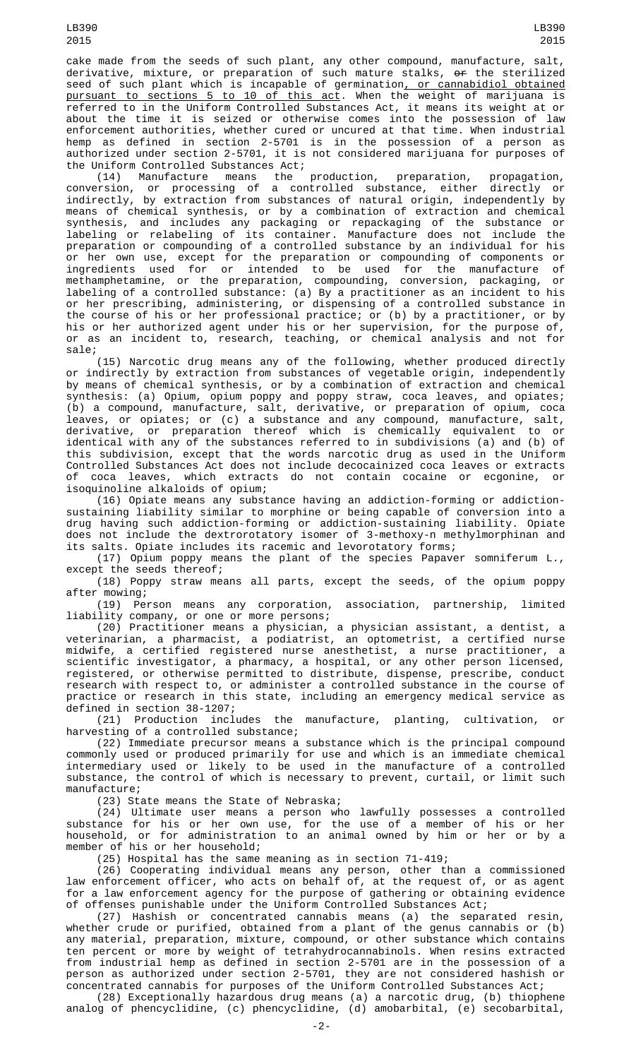cake made from the seeds of such plant, any other compound, manufacture, salt, derivative, mixture, or preparation of such mature stalks, ~~or~~ the sterilized seed of such plant which is incapable of germination, or cannabidiol obtained pursuant to sections 5 to 10 of this act. When the weight of marijuana is referred to in the Uniform Controlled Substances Act, it means its weight at or about the time it is seized or otherwise comes into the possession of law enforcement authorities, whether cured or uncured at that time. When industrial hemp as defined in section 2-5701 is in the possession of a person as authorized under section 2-5701, it is not considered marijuana for purposes of the Uniform Controlled Substances Act;

(14) Manufacture means the production, preparation, propagation, conversion, or processing of a controlled substance, either directly or indirectly, by extraction from substances of natural origin, independently by means of chemical synthesis, or by a combination of extraction and chemical synthesis, and includes any packaging or repackaging of the substance or labeling or relabeling of its container. Manufacture does not include the preparation or compounding of a controlled substance by an individual for his or her own use, except for the preparation or compounding of components or ingredients used for or intended to be used for the manufacture of methamphetamine, or the preparation, compounding, conversion, packaging, or labeling of a controlled substance: (a) By a practitioner as an incident to his or her prescribing, administering, or dispensing of a controlled substance in the course of his or her professional practice; or (b) by a practitioner, or by his or her authorized agent under his or her supervision, for the purpose of, or as an incident to, research, teaching, or chemical analysis and not for sale;

(15) Narcotic drug means any of the following, whether produced directly or indirectly by extraction from substances of vegetable origin, independently by means of chemical synthesis, or by a combination of extraction and chemical synthesis: (a) Opium, opium poppy and poppy straw, coca leaves, and opiates; (b) a compound, manufacture, salt, derivative, or preparation of opium, coca leaves, or opiates; or (c) a substance and any compound, manufacture, salt, derivative, or preparation thereof which is chemically equivalent to or identical with any of the substances referred to in subdivisions (a) and (b) of this subdivision, except that the words narcotic drug as used in the Uniform Controlled Substances Act does not include decocainized coca leaves or extracts of coca leaves, which extracts do not contain cocaine or ecgonine, or isoquinoline alkaloids of opium;

(16) Opiate means any substance having an addiction-forming or addiction-sustaining liability similar to morphine or being capable of conversion into a drug having such addiction-forming or addiction-sustaining liability. Opiate does not include the dextrorotatory isomer of 3-methoxy-n methylmorphinan and its salts. Opiate includes its racemic and levorotatory forms;

(17) Opium poppy means the plant of the species Papaver somniferum L., except the seeds thereof;

(18) Poppy straw means all parts, except the seeds, of the opium poppy after mowing;

(19) Person means any corporation, association, partnership, limited liability company, or one or more persons;

(20) Practitioner means a physician, a physician assistant, a dentist, a veterinarian, a pharmacist, a podiatrist, an optometrist, a certified nurse midwife, a certified registered nurse anesthetist, a nurse practitioner, a scientific investigator, a pharmacy, a hospital, or any other person licensed, registered, or otherwise permitted to distribute, dispense, prescribe, conduct research with respect to, or administer a controlled substance in the course of practice or research in this state, including an emergency medical service as defined in section 38-1207;

(21) Production includes the manufacture, planting, cultivation, or harvesting of a controlled substance;

(22) Immediate precursor means a substance which is the principal compound commonly used or produced primarily for use and which is an immediate chemical intermediary used or likely to be used in the manufacture of a controlled substance, the control of which is necessary to prevent, curtail, or limit such manufacture;

(23) State means the State of Nebraska;

(24) Ultimate user means a person who lawfully possesses a controlled substance for his or her own use, for the use of a member of his or her household, or for administration to an animal owned by him or her or by a member of his or her household;

(25) Hospital has the same meaning as in section 71-419;

(26) Cooperating individual means any person, other than a commissioned law enforcement officer, who acts on behalf of, at the request of, or as agent for a law enforcement agency for the purpose of gathering or obtaining evidence of offenses punishable under the Uniform Controlled Substances Act;

(27) Hashish or concentrated cannabis means (a) the separated resin, whether crude or purified, obtained from a plant of the genus cannabis or (b) any material, preparation, mixture, compound, or other substance which contains ten percent or more by weight of tetrahydrocannabinols. When resins extracted from industrial hemp as defined in section 2-5701 are in the possession of a person as authorized under section 2-5701, they are not considered hashish or concentrated cannabis for purposes of the Uniform Controlled Substances Act;

(28) Exceptionally hazardous drug means (a) a narcotic drug, (b) thiophene analog of phencyclidine, (c) phencyclidine, (d) amobarbital, (e) secobarbital,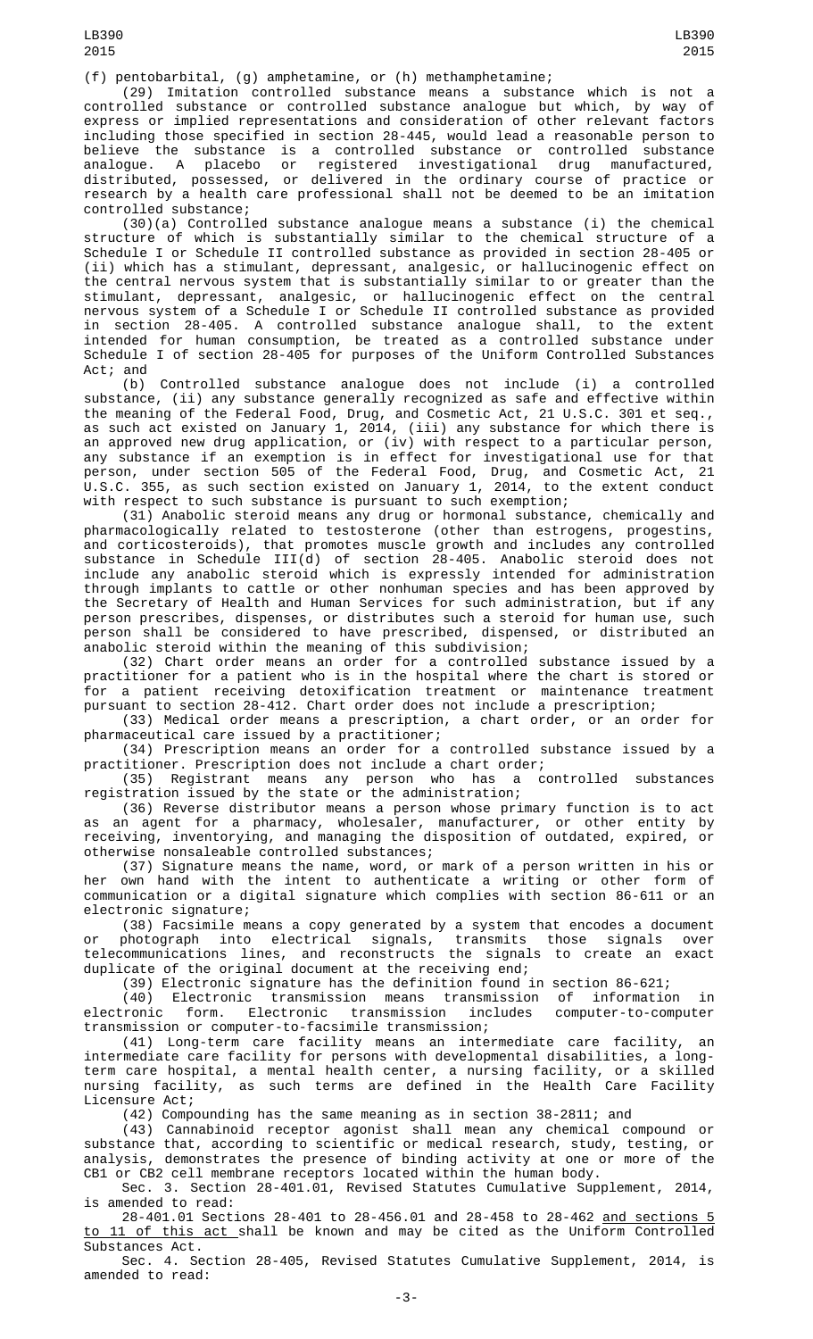(f) pentobarbital, (g) amphetamine, or (h) methamphetamine;

(29) Imitation controlled substance means a substance which is not a controlled substance or controlled substance analogue but which, by way of express or implied representations and consideration of other relevant factors including those specified in section 28-445, would lead a reasonable person to believe the substance is a controlled substance or controlled substance analogue. A placebo or registered investigational drug manufactured, distributed, possessed, or delivered in the ordinary course of practice or research by a health care professional shall not be deemed to be an imitation controlled substance;

(30)(a) Controlled substance analogue means a substance (i) the chemical structure of which is substantially similar to the chemical structure of a Schedule I or Schedule II controlled substance as provided in section 28-405 or (ii) which has a stimulant, depressant, analgesic, or hallucinogenic effect on the central nervous system that is substantially similar to or greater than the stimulant, depressant, analgesic, or hallucinogenic effect on the central nervous system of a Schedule I or Schedule II controlled substance as provided in section 28-405. A controlled substance analogue shall, to the extent intended for human consumption, be treated as a controlled substance under Schedule I of section 28-405 for purposes of the Uniform Controlled Substances Act; and

(b) Controlled substance analogue does not include (i) a controlled substance, (ii) any substance generally recognized as safe and effective within the meaning of the Federal Food, Drug, and Cosmetic Act, 21 U.S.C. 301 et seq., as such act existed on January 1, 2014, (iii) any substance for which there is an approved new drug application, or (iv) with respect to a particular person, any substance if an exemption is in effect for investigational use for that person, under section 505 of the Federal Food, Drug, and Cosmetic Act, 21 U.S.C. 355, as such section existed on January 1, 2014, to the extent conduct with respect to such substance is pursuant to such exemption;

(31) Anabolic steroid means any drug or hormonal substance, chemically and pharmacologically related to testosterone (other than estrogens, progestins, and corticosteroids), that promotes muscle growth and includes any controlled substance in Schedule III(d) of section 28-405. Anabolic steroid does not include any anabolic steroid which is expressly intended for administration through implants to cattle or other nonhuman species and has been approved by the Secretary of Health and Human Services for such administration, but if any person prescribes, dispenses, or distributes such a steroid for human use, such person shall be considered to have prescribed, dispensed, or distributed an anabolic steroid within the meaning of this subdivision;

(32) Chart order means an order for a controlled substance issued by a practitioner for a patient who is in the hospital where the chart is stored or for a patient receiving detoxification treatment or maintenance treatment pursuant to section 28-412. Chart order does not include a prescription;

(33) Medical order means a prescription, a chart order, or an order for pharmaceutical care issued by a practitioner;

(34) Prescription means an order for a controlled substance issued by a practitioner. Prescription does not include a chart order;

(35) Registrant means any person who has a controlled substances registration issued by the state or the administration;

(36) Reverse distributor means a person whose primary function is to act as an agent for a pharmacy, wholesaler, manufacturer, or other entity by receiving, inventorying, and managing the disposition of outdated, expired, or otherwise nonsaleable controlled substances;

(37) Signature means the name, word, or mark of a person written in his or her own hand with the intent to authenticate a writing or other form of communication or a digital signature which complies with section 86-611 or an electronic signature;

(38) Facsimile means a copy generated by a system that encodes a document or photograph into electrical signals, transmits those signals over telecommunications lines, and reconstructs the signals to create an exact duplicate of the original document at the receiving end;

(39) Electronic signature has the definition found in section 86-621;

(40) Electronic transmission means transmission of information in electronic form. Electronic transmission includes computer-to-computer transmission or computer-to-facsimile transmission;

(41) Long-term care facility means an intermediate care facility, an intermediate care facility for persons with developmental disabilities, a long-term care hospital, a mental health center, a nursing facility, or a skilled nursing facility, as such terms are defined in the Health Care Facility Licensure Act;

(42) Compounding has the same meaning as in section 38-2811; and

(43) Cannabinoid receptor agonist shall mean any chemical compound or substance that, according to scientific or medical research, study, testing, or analysis, demonstrates the presence of binding activity at one or more of the CB1 or CB2 cell membrane receptors located within the human body.

Sec. 3. Section 28-401.01, Revised Statutes Cumulative Supplement, 2014, is amended to read:

28-401.01 Sections 28-401 to 28-456.01 and 28-458 to 28-462 and sections 5 to 11 of this act shall be known and may be cited as the Uniform Controlled Substances Act.

Sec. 4. Section 28-405, Revised Statutes Cumulative Supplement, 2014, is amended to read: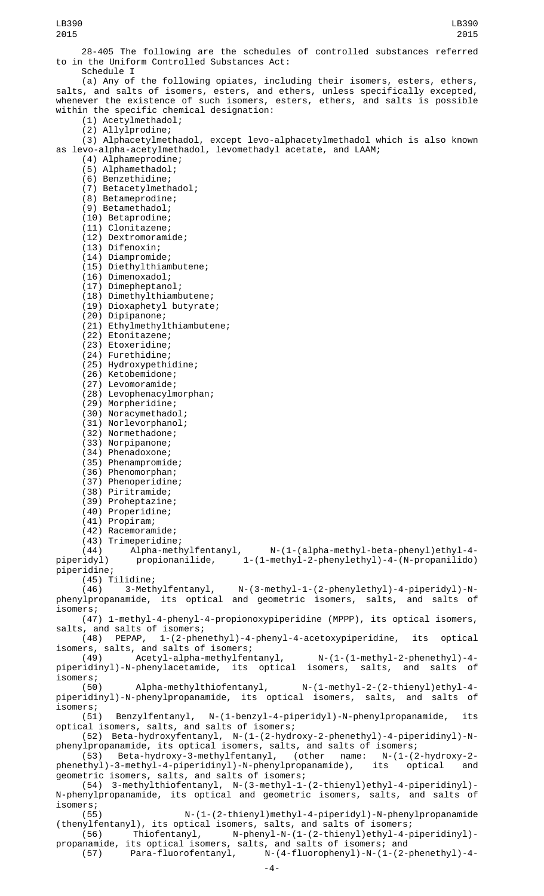28-405 The following are the schedules of controlled substances referred to in the Uniform Controlled Substances Act:

Schedule I

(a) Any of the following opiates, including their isomers, esters, ethers, salts, and salts of isomers, esters, and ethers, unless specifically excepted, whenever the existence of such isomers, esters, ethers, and salts is possible within the specific chemical designation:

(1) Acetylmethadol;

(2) Allylprodine;

(3) Alphacetylmethadol, except levo-alphacetylmethadol which is also known as levo-alpha-acetylmethadol, levomethadyl acetate, and LAAM;

(4) Alphameprodine;

(5) Alphamethadol;

(6) Benzethidine;

(7) Betacetylmethadol;

(8) Betameprodine;

(9) Betamethadol;

(10) Betaprodine;

(11) Clonitazene;

(12) Dextromoramide;

(13) Difenoxin;

(14) Diampromide;

(15) Diethylthiambutene;

(16) Dimenoxadol;

(17) Dimepheptanol;

(18) Dimethylthiambutene;

(19) Dioxaphetyl butyrate;

(20) Dipipanone;

(21) Ethylmethylthiambutene;

(22) Etonitazene;

(23) Etoxeridine;

(24) Furethidine;

(25) Hydroxypethidine;

(26) Ketobemidone;

(27) Levomoramide;

(28) Levophenacylmorphan;

(29) Morpheridine;

(30) Noracymethadol;

(31) Norlevorphanol;

(32) Normethadone;

(33) Norpipanone;

(34) Phenadoxone;

(35) Phenampromide;

(36) Phenomorphan;

(37) Phenoperidine;

(38) Piritramide;

(39) Proheptazine;

(40) Properidine;

(41) Propiram;

(42) Racemoramide;

(43) Trimeperidine;

(44) Alpha-methylfentanyl, N-(1-(alpha-methyl-beta-phenyl)ethyl-4-piperidyl) propionanilide, 1-(1-methyl-2-phenylethyl)-4-(N-propanilido) piperidine;

(45) Tilidine;

(46) 3-Methylfentanyl, N-(3-methyl-1-(2-phenylethyl)-4-piperidyl)-N-phenylpropanamide, its optical and geometric isomers, salts, and salts of isomers;

(47) 1-methyl-4-phenyl-4-propionoxypiperidine (MPPP), its optical isomers, salts, and salts of isomers;

(48) PEPAP, 1-(2-phenethyl)-4-phenyl-4-acetoxypiperidine, its optical isomers, salts, and salts of isomers;

(49) Acetyl-alpha-methylfentanyl, N-(1-(1-methyl-2-phenethyl)-4-piperidinyl)-N-phenylacetamide, its optical isomers, salts, and salts of isomers;

(50) Alpha-methylthiofentanyl, N-(1-methyl-2-(2-thienyl)ethyl-4-piperidinyl)-N-phenylpropanamide, its optical isomers, salts, and salts of isomers;

(51) Benzylfentanyl, N-(1-benzyl-4-piperidyl)-N-phenylpropanamide, its optical isomers, salts, and salts of isomers;

(52) Beta-hydroxyfentanyl, N-(1-(2-hydroxy-2-phenethyl)-4-piperidinyl)-N-phenylpropanamide, its optical isomers, salts, and salts of isomers;

(53) Beta-hydroxy-3-methylfentanyl, (other name: N-(1-(2-hydroxy-2-phenethyl)-3-methyl-4-piperidinyl)-N-phenylpropanamide), its optical and geometric isomers, salts, and salts of isomers;

(54) 3-methylthiofentanyl, N-(3-methyl-1-(2-thienyl)ethyl-4-piperidinyl)-N-phenylpropanamide, its optical and geometric isomers, salts, and salts of isomers;

(55) N-(1-(2-thienyl)methyl-4-piperidyl)-N-phenylpropanamide (thenylfentanyl), its optical isomers, salts, and salts of isomers;

(56) Thiofentanyl, N-phenyl-N-(1-(2-thienyl)ethyl-4-piperidinyl)-propanamide, its optical isomers, salts, and salts of isomers; and

(57) Para-fluorofentanyl, N-(4-fluorophenyl)-N-(1-(2-phenethyl)-4-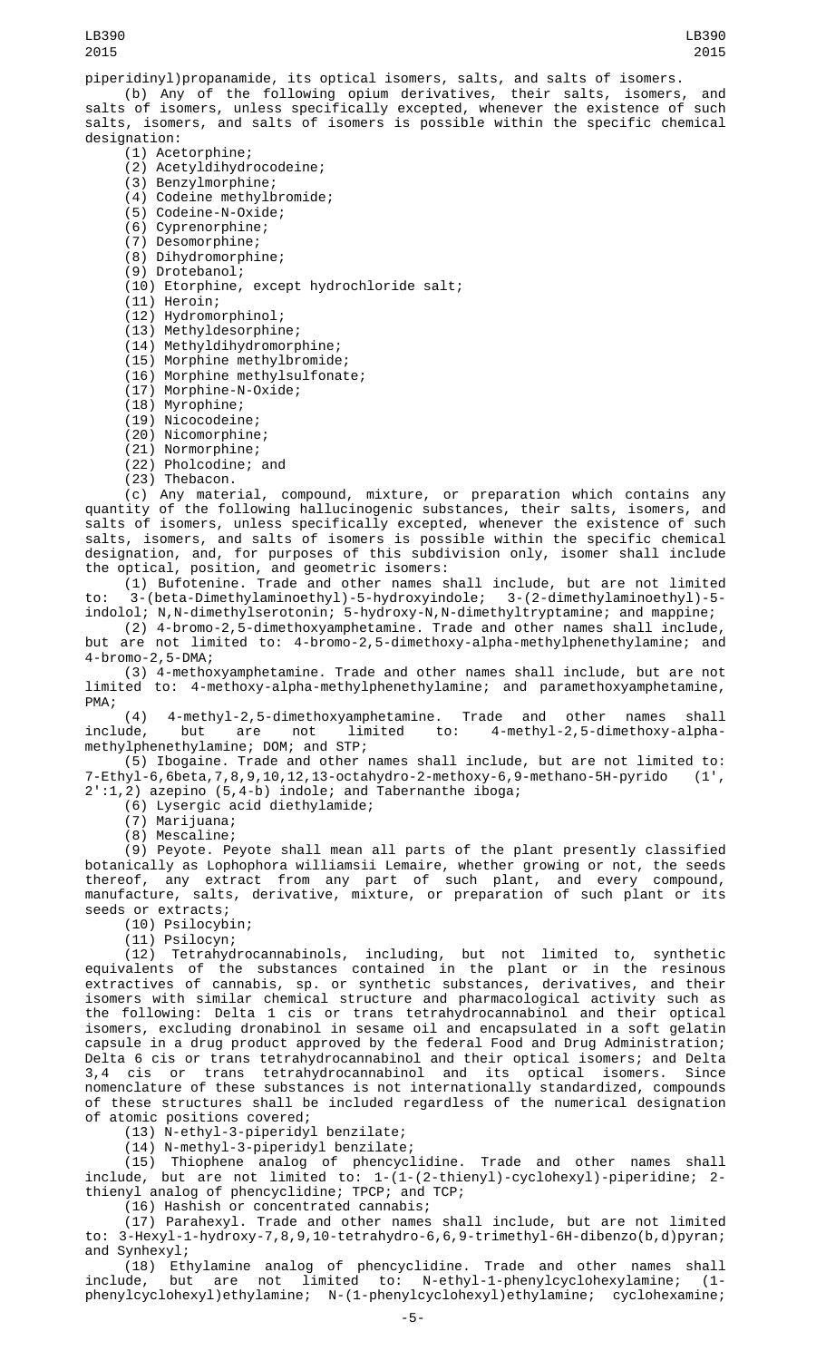piperidinyl)propanamide, its optical isomers, salts, and salts of isomers.

(b) Any of the following opium derivatives, their salts, isomers, and salts of isomers, unless specifically excepted, whenever the existence of such salts, isomers, and salts of isomers is possible within the specific chemical designation:

(1) Acetorphine;

(2) Acetyldihydrocodeine;

(3) Benzylmorphine;

(4) Codeine methylbromide;

(5) Codeine-N-Oxide;

(6) Cyprenorphine;

(7) Desomorphine;

(8) Dihydromorphine;

(9) Drotebanol;

(10) Etorphine, except hydrochloride salt;

(11) Heroin;

(12) Hydromorphinol;

(13) Methyldesorphine;

(14) Methyldihydromorphine;

(15) Morphine methylbromide;

(16) Morphine methylsulfonate;

(17) Morphine-N-Oxide;

(18) Myrophine;

(19) Nicocodeine;

(20) Nicomorphine;

(21) Normorphine;

(22) Pholcodine; and

(23) Thebacon.

(c) Any material, compound, mixture, or preparation which contains any quantity of the following hallucinogenic substances, their salts, isomers, and salts of isomers, unless specifically excepted, whenever the existence of such salts, isomers, and salts of isomers is possible within the specific chemical designation, and, for purposes of this subdivision only, isomer shall include the optical, position, and geometric isomers:

(1) Bufotenine. Trade and other names shall include, but are not limited to: 3-(beta-Dimethylaminoethyl)-5-hydroxyindole; 3-(2-dimethylaminoethyl)-5-indolol; N,N-dimethylserotonin; 5-hydroxy-N,N-dimethyltryptamine; and mappine;

(2) 4-bromo-2,5-dimethoxyamphetamine. Trade and other names shall include, but are not limited to: 4-bromo-2,5-dimethoxy-alpha-methylphenethylamine; and 4-bromo-2,5-DMA;

(3) 4-methoxyamphetamine. Trade and other names shall include, but are not limited to: 4-methoxy-alpha-methylphenethylamine; and paramethoxyamphetamine, PMA;

(4) 4-methyl-2,5-dimethoxyamphetamine. Trade and other names shall include, but are not limited to: 4-methyl-2,5-dimethoxy-alpha-methylphenethylamine; DOM; and STP;

(5) Ibogaine. Trade and other names shall include, but are not limited to: 7-Ethyl-6,6beta,7,8,9,10,12,13-octahydro-2-methoxy-6,9-methano-5H-pyrido (1', 2':1,2) azepino (5,4-b) indole; and Tabernanthe iboga;

(6) Lysergic acid diethylamide;

(7) Marijuana;

(8) Mescaline;

(9) Peyote. Peyote shall mean all parts of the plant presently classified botanically as Lophophora williamsii Lemaire, whether growing or not, the seeds thereof, any extract from any part of such plant, and every compound, manufacture, salts, derivative, mixture, or preparation of such plant or its seeds or extracts;

(10) Psilocybin;

(11) Psilocyn;

(12) Tetrahydrocannabinols, including, but not limited to, synthetic equivalents of the substances contained in the plant or in the resinous extractives of cannabis, sp. or synthetic substances, derivatives, and their isomers with similar chemical structure and pharmacological activity such as the following: Delta 1 cis or trans tetrahydrocannabinol and their optical isomers, excluding dronabinol in sesame oil and encapsulated in a soft gelatin capsule in a drug product approved by the federal Food and Drug Administration; Delta 6 cis or trans tetrahydrocannabinol and their optical isomers; and Delta 3,4 cis or trans tetrahydrocannabinol and its optical isomers. Since nomenclature of these substances is not internationally standardized, compounds of these structures shall be included regardless of the numerical designation of atomic positions covered;

(13) N-ethyl-3-piperidyl benzilate;

(14) N-methyl-3-piperidyl benzilate;

(15) Thiophene analog of phencyclidine. Trade and other names shall include, but are not limited to: 1-(1-(2-thienyl)-cyclohexyl)-piperidine; 2-thienyl analog of phencyclidine; TPCP; and TCP;

(16) Hashish or concentrated cannabis;

(17) Parahexyl. Trade and other names shall include, but are not limited to: 3-Hexyl-1-hydroxy-7,8,9,10-tetrahydro-6,6,9-trimethyl-6H-dibenzo(b,d)pyran; and Synhexyl;

(18) Ethylamine analog of phencyclidine. Trade and other names shall include, but are not limited to: N-ethyl-1-phenylcyclohexylamine; (1-phenylcyclohexyl)ethylamine; N-(1-phenylcyclohexyl)ethylamine; cyclohexamine;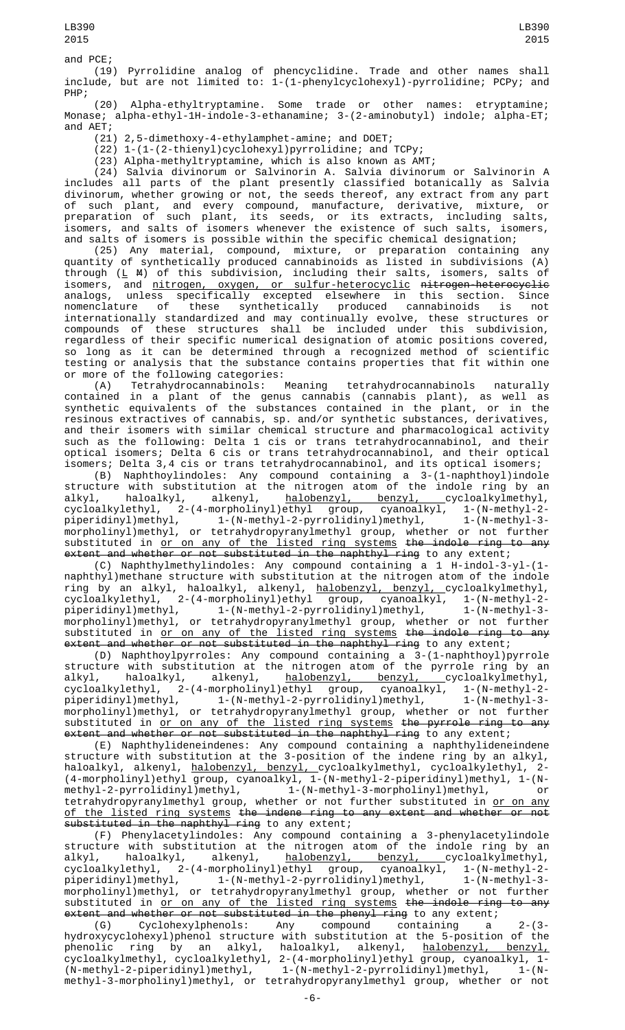and PCE;

(19) Pyrrolidine analog of phencyclidine. Trade and other names shall include, but are not limited to: 1-(1-phenylcyclohexyl)-pyrrolidine; PCPy; and PHP;

(20) Alpha-ethyltryptamine. Some trade or other names: etryptamine; Monase; alpha-ethyl-1H-indole-3-ethanamine; 3-(2-aminobutyl) indole; alpha-ET; and AET;

(21) 2,5-dimethoxy-4-ethylamphet-amine; and DOET;

(22) 1-(1-(2-thienyl)cyclohexyl)pyrrolidine; and TCPy;

(23) Alpha-methyltryptamine, which is also known as AMT;

(24) Salvia divinorum or Salvinorin A. Salvia divinorum or Salvinorin A includes all parts of the plant presently classified botanically as Salvia divinorum, whether growing or not, the seeds thereof, any extract from any part of such plant, and every compound, manufacture, derivative, mixture, or preparation of such plant, its seeds, or its extracts, including salts, isomers, and salts of isomers whenever the existence of such salts, isomers, and salts of isomers is possible within the specific chemical designation;

(25) Any material, compound, mixture, or preparation containing any quantity of synthetically produced cannabinoids as listed in subdivisions (A) through (L ~~M~~) of this subdivision, including their salts, isomers, salts of isomers, and nitrogen, oxygen, or sulfur-heterocyclic ~~nitrogen-heterocyclic~~ analogs, unless specifically excepted elsewhere in this section. Since nomenclature of these synthetically produced cannabinoids is not internationally standardized and may continually evolve, these structures or compounds of these structures shall be included under this subdivision, regardless of their specific numerical designation of atomic positions covered, so long as it can be determined through a recognized method of scientific testing or analysis that the substance contains properties that fit within one or more of the following categories:

(A) Tetrahydrocannabinols: Meaning tetrahydrocannabinols naturally contained in a plant of the genus cannabis (cannabis plant), as well as synthetic equivalents of the substances contained in the plant, or in the resinous extractives of cannabis, sp. and/or synthetic substances, derivatives, and their isomers with similar chemical structure and pharmacological activity such as the following: Delta 1 cis or trans tetrahydrocannabinol, and their optical isomers; Delta 6 cis or trans tetrahydrocannabinol, and their optical isomers; Delta 3,4 cis or trans tetrahydrocannabinol, and its optical isomers;

(B) Naphthoylindoles: Any compound containing a 3-(1-naphthoyl)indole structure with substitution at the nitrogen atom of the indole ring by an alkyl, haloalkyl, alkenyl, halobenzyl, benzyl, cycloalkylmethyl, cycloalkylethyl, 2-(4-morpholinyl)ethyl group, cyanoalkyl, 1-(N-methyl-2-piperidinyl)methyl, 1-(N-methyl-2-pyrrolidinyl)methyl, 1-(N-methyl-3-morpholinyl)methyl, or tetrahydropyranylmethyl group, whether or not further substituted in or on any of the listed ring systems ~~the indole ring to any extent and whether or not substituted in the naphthyl ring~~ to any extent;

(C) Naphthylmethylindoles: Any compound containing a 1 H-indol-3-yl-(1-naphthyl)methane structure with substitution at the nitrogen atom of the indole ring by an alkyl, haloalkyl, alkenyl, halobenzyl, benzyl, cycloalkylmethyl, cycloalkylethyl, 2-(4-morpholinyl)ethyl group, cyanoalkyl, 1-(N-methyl-2-piperidinyl)methyl, 1-(N-methyl-2-pyrrolidinyl)methyl, 1-(N-methyl-3-morpholinyl)methyl, or tetrahydropyranylmethyl group, whether or not further substituted in or on any of the listed ring systems ~~the indole ring to any extent and whether or not substituted in the naphthyl ring~~ to any extent;

(D) Naphthoylpyrroles: Any compound containing a 3-(1-naphthoyl)pyrrole structure with substitution at the nitrogen atom of the pyrrole ring by an alkyl, haloalkyl, halobenzyl, benzyl, cycloalkylmethyl, cycloalkylethyl, 2-(4-morpholinyl)ethyl group, cyanoalkyl, 1-(N-methyl-2-piperidinyl)methyl, 1-(N-methyl-2-pyrrolidinyl)methyl, 1-(N-methyl-3-morpholinyl)methyl, or tetrahydropyranylmethyl group, whether or not further substituted in or on any of the listed ring systems ~~the pyrrole ring to any extent and whether or not substituted in the naphthyl ring~~ to any extent;

(E) Naphthylideneindenes: Any compound containing a naphthylideneindene structure with substitution at the 3-position of the indene ring by an alkyl, haloalkyl, alkenyl, halobenzyl, benzyl, cycloalkylmethyl, cycloalkylethyl, 2-(4-morpholinyl)ethyl group, cyanoalkyl, 1-(N-methyl-2-piperidinyl)methyl, 1-(N-methyl-2-pyrrolidinyl)methyl, 1-(N-methyl-3-morpholinyl)methyl, or tetrahydropyranylmethyl group, whether or not further substituted in or on any of the listed ring systems ~~the indene ring to any extent and whether or not substituted in the naphthyl ring~~ to any extent;

(F) Phenylacetylindoles: Any compound containing a 3-phenylacetylindole structure with substitution at the nitrogen atom of the indole ring by an alkyl, haloalkyl, alkenyl, halobenzyl, benzyl, cycloalkylmethyl, cycloalkylethyl, 2-(4-morpholinyl)ethyl group, cyanoalkyl, 1-(N-methyl-2-piperidinyl)methyl, 1-(N-methyl-2-pyrrolidinyl)methyl, 1-(N-methyl-3-morpholinyl)methyl, or tetrahydropyranylmethyl group, whether or not further substituted in or on any of the listed ring systems ~~the indole ring to any extent and whether or not substituted in the phenyl ring~~ to any extent;

(G) Cyclohexylphenols: Any compound containing a 2-(3-hydroxycyclohexyl)phenol structure with substitution at the 5-position of the phenolic ring by an alkyl, haloalkyl, alkenyl, halobenzyl, benzyl, cycloalkylmethyl, cycloalkylethyl, 2-(4-morpholinyl)ethyl group, cyanoalkyl, 1-(N-methyl-2-piperidinyl)methyl, 1-(N-methyl-2-pyrrolidinyl)methyl, 1-(N-methyl-3-morpholinyl)methyl, or tetrahydropyranylmethyl group, whether or not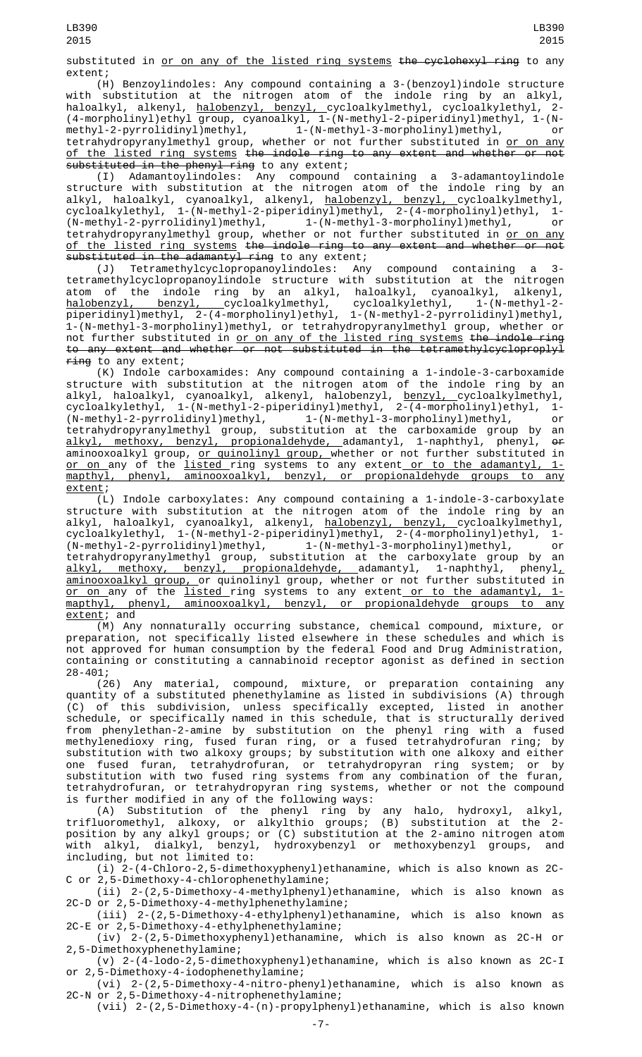substituted in <u>or on any of the listed ring systems</u> ~~the cyclohexyl ring~~ to any extent;

(H) Benzoylindoles: Any compound containing a 3-(benzoyl)indole structure with substitution at the nitrogen atom of the indole ring by an alkyl, haloalkyl, alkenyl, <u>halobenzyl, benzyl,</u> cycloalkylmethyl, cycloalkylethyl, 2-(4-morpholinyl)ethyl group, cyanoalkyl, 1-(N-methyl-2-piperidinyl)methyl, 1-(N-methyl-2-pyrrolidinyl)methyl, 1-(N-methyl-3-morpholinyl)methyl, or tetrahydropyranylmethyl group, whether or not further substituted in <u>or on any of the listed ring systems</u> ~~the indole ring to any extent and whether or not substituted in the phenyl ring~~ to any extent;

(I) Adamantoylindoles: Any compound containing a 3-adamantoylindole structure with substitution at the nitrogen atom of the indole ring by an alkyl, haloalkyl, cyanoalkyl, alkenyl, <u>halobenzyl, benzyl,</u> cycloalkylmethyl, cycloalkylethyl, 1-(N-methyl-2-piperidinyl)methyl, 2-(4-morpholinyl)ethyl, 1-(N-methyl-2-pyrrolidinyl)methyl, 1-(N-methyl-3-morpholinyl)methyl, or tetrahydropyranylmethyl group, whether or not further substituted in <u>or on any of the listed ring systems</u> ~~the indole ring to any extent and whether or not substituted in the adamantyl ring~~ to any extent;

(J) Tetramethylcyclopropanoylindoles: Any compound containing a 3-tetramethylcyclopropanoylindole structure with substitution at the nitrogen atom of the indole ring by an alkyl, haloalkyl, cyanoalkyl, alkenyl, <u>halobenzyl, benzyl,</u> cycloalkylmethyl, cycloalkylethyl, 1-(N-methyl-2-piperidinyl)methyl, 2-(4-morpholinyl)ethyl, 1-(N-methyl-2-pyrrolidinyl)methyl, 1-(N-methyl-3-morpholinyl)methyl, or tetrahydropyranylmethyl group, whether or not further substituted in <u>or on any of the listed ring systems</u> ~~the indole ring to any extent and whether or not substituted in the tetramethylcycloproplyl ring~~ to any extent;

(K) Indole carboxamides: Any compound containing a 1-indole-3-carboxamide structure with substitution at the nitrogen atom of the indole ring by an alkyl, haloalkyl, cyanoalkyl, alkenyl, halobenzyl, <u>benzyl,</u> cycloalkylmethyl, cycloalkylethyl, 1-(N-methyl-2-piperidinyl)methyl, 2-(4-morpholinyl)ethyl, 1-(N-methyl-2-pyrrolidinyl)methyl, 1-(N-methyl-3-morpholinyl)methyl, or tetrahydropyranylmethyl group, substitution at the carboxamide group by an <u>alkyl, methoxy, benzyl, propionaldehyde,</u> adamantyl, 1-naphthyl, phenyl, ~~or~~ aminooxoalkyl group, <u>or quinolinyl group,</u> whether or not further substituted in <u>or on</u> any of the <u>listed</u> ring systems to any extent <u>or to the adamantyl, 1-mapthyl, phenyl, aminooxoalkyl, benzyl, or propionaldehyde groups to any extent</u>;

(L) Indole carboxylates: Any compound containing a 1-indole-3-carboxylate structure with substitution at the nitrogen atom of the indole ring by an alkyl, haloalkyl, cyanoalkyl, alkenyl, <u>halobenzyl, benzyl,</u> cycloalkylmethyl, cycloalkylethyl, 1-(N-methyl-2-piperidinyl)methyl, 2-(4-morpholinyl)ethyl, 1-(N-methyl-2-pyrrolidinyl)methyl, 1-(N-methyl-3-morpholinyl)methyl, or tetrahydropyranylmethyl group, substitution at the carboxylate group by an <u>alkyl, methoxy, benzyl, propionaldehyde,</u> adamantyl, 1-naphthyl, phenyl<u>, aminooxoalkyl group,</u> or quinolinyl group, whether or not further substituted in <u>or on</u> any of the <u>listed</u> ring systems to any extent <u>or to the adamantyl, 1-mapthyl, phenyl, aminooxoalkyl, benzyl, or propionaldehyde groups to any extent</u>; and

(M) Any nonnaturally occurring substance, chemical compound, mixture, or preparation, not specifically listed elsewhere in these schedules and which is not approved for human consumption by the federal Food and Drug Administration, containing or constituting a cannabinoid receptor agonist as defined in section 28-401;

(26) Any material, compound, mixture, or preparation containing any quantity of a substituted phenethylamine as listed in subdivisions (A) through (C) of this subdivision, unless specifically excepted, listed in another schedule, or specifically named in this schedule, that is structurally derived from phenylethan-2-amine by substitution on the phenyl ring with a fused methylenedioxy ring, fused furan ring, or a fused tetrahydrofuran ring; by substitution with two alkoxy groups; by substitution with one alkoxy and either one fused furan, tetrahydrofuran, or tetrahydropyran ring system; or by substitution with two fused ring systems from any combination of the furan, tetrahydrofuran, or tetrahydropyran ring systems, whether or not the compound is further modified in any of the following ways:

(A) Substitution of the phenyl ring by any halo, hydroxyl, alkyl, trifluoromethyl, alkoxy, or alkylthio groups; (B) substitution at the 2-position by any alkyl groups; or (C) substitution at the 2-amino nitrogen atom with alkyl, dialkyl, benzyl, hydroxybenzyl or methoxybenzyl groups, and including, but not limited to:

(i) 2-(4-Chloro-2,5-dimethoxyphenyl)ethanamine, which is also known as 2C-C or 2,5-Dimethoxy-4-chlorophenethylamine;

(ii) 2-(2,5-Dimethoxy-4-methylphenyl)ethanamine, which is also known as 2C-D or 2,5-Dimethoxy-4-methylphenethylamine;

(iii) 2-(2,5-Dimethoxy-4-ethylphenyl)ethanamine, which is also known as 2C-E or 2,5-Dimethoxy-4-ethylphenethylamine;

(iv) 2-(2,5-Dimethoxyphenyl)ethanamine, which is also known as 2C-H or 2,5-Dimethoxyphenethylamine;

(v) 2-(4-lodo-2,5-dimethoxyphenyl)ethanamine, which is also known as 2C-I or 2,5-Dimethoxy-4-iodophenethylamine;

(vi) 2-(2,5-Dimethoxy-4-nitro-phenyl)ethanamine, which is also known as 2C-N or 2,5-Dimethoxy-4-nitrophenethylamine;

(vii) 2-(2,5-Dimethoxy-4-(n)-propylphenyl)ethanamine, which is also known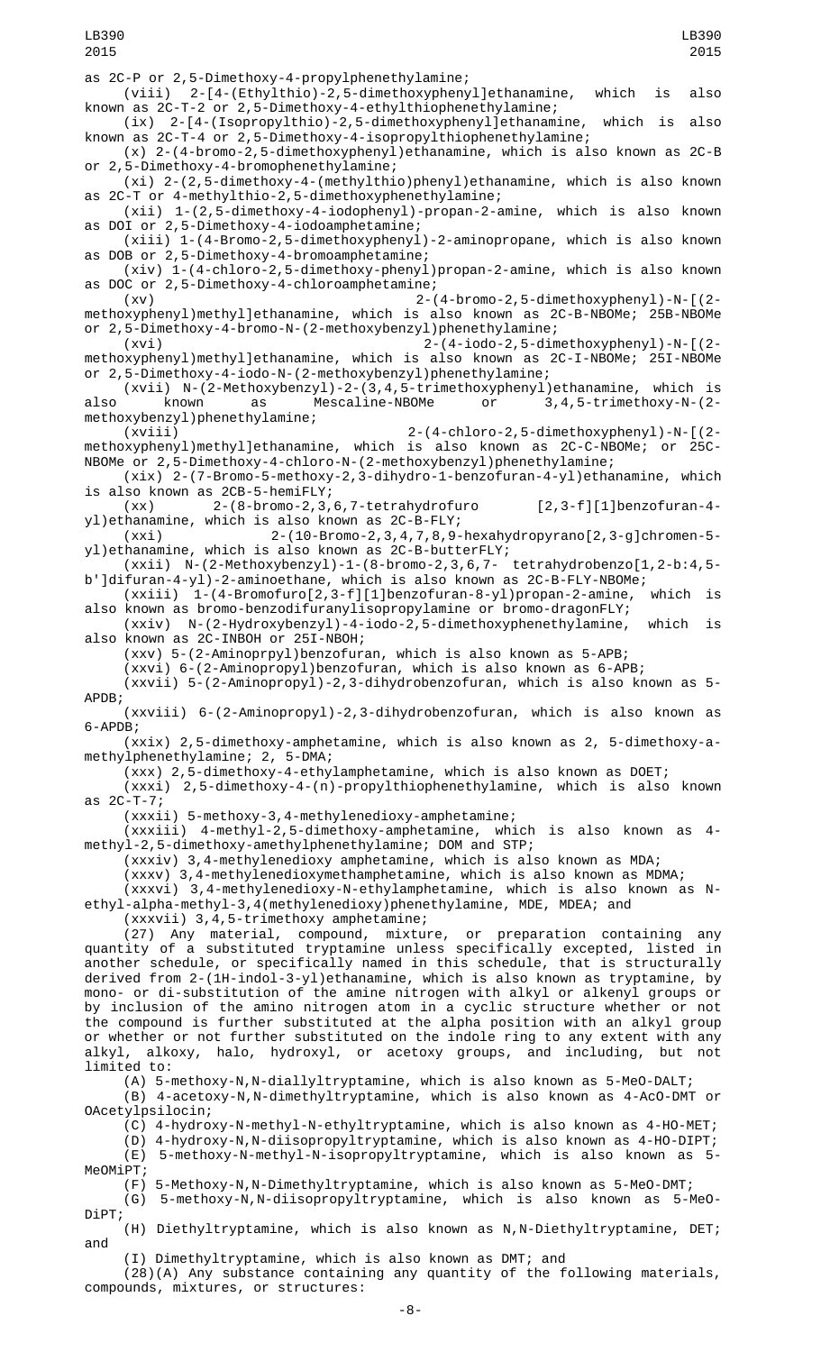as 2C-P or 2,5-Dimethoxy-4-propylphenethylamine;

(viii) 2-[4-(Ethylthio)-2,5-dimethoxyphenyl]ethanamine, which is also known as 2C-T-2 or 2,5-Dimethoxy-4-ethylthiophenethylamine;

(ix) 2-[4-(Isopropylthio)-2,5-dimethoxyphenyl]ethanamine, which is also known as 2C-T-4 or 2,5-Dimethoxy-4-isopropylthiophenethylamine;

(x) 2-(4-bromo-2,5-dimethoxyphenyl)ethanamine, which is also known as 2C-B or 2,5-Dimethoxy-4-bromophenethylamine;

(xi) 2-(2,5-dimethoxy-4-(methylthio)phenyl)ethanamine, which is also known as 2C-T or 4-methylthio-2,5-dimethoxyphenethylamine;

(xii) 1-(2,5-dimethoxy-4-iodophenyl)-propan-2-amine, which is also known as DOI or 2,5-Dimethoxy-4-iodoamphetamine;

(xiii) 1-(4-Bromo-2,5-dimethoxyphenyl)-2-aminopropane, which is also known as DOB or 2,5-Dimethoxy-4-bromoamphetamine;

(xiv) 1-(4-chloro-2,5-dimethoxy-phenyl)propan-2-amine, which is also known as DOC or 2,5-Dimethoxy-4-chloroamphetamine;

(xv) 2-(4-bromo-2,5-dimethoxyphenyl)-N-[(2-methoxyphenyl)methyl]ethanamine, which is also known as 2C-B-NBOMe; 25B-NBOMe or 2,5-Dimethoxy-4-bromo-N-(2-methoxybenzyl)phenethylamine;

(xvi) 2-(4-iodo-2,5-dimethoxyphenyl)-N-[(2-methoxyphenyl)methyl]ethanamine, which is also known as 2C-I-NBOMe; 25I-NBOMe or 2,5-Dimethoxy-4-iodo-N-(2-methoxybenzyl)phenethylamine;

(xvii) N-(2-Methoxybenzyl)-2-(3,4,5-trimethoxyphenyl)ethanamine, which is also known as Mescaline-NBOMe or 3,4,5-trimethoxy-N-(2-methoxybenzyl)phenethylamine;

(xviii) 2-(4-chloro-2,5-dimethoxyphenyl)-N-[(2-methoxyphenyl)methyl]ethanamine, which is also known as 2C-C-NBOMe; or 25C-NBOMe or 2,5-Dimethoxy-4-chloro-N-(2-methoxybenzyl)phenethylamine;

(xix) 2-(7-Bromo-5-methoxy-2,3-dihydro-1-benzofuran-4-yl)ethanamine, which is also known as 2CB-5-hemiFLY;

(xx) 2-(8-bromo-2,3,6,7-tetrahydrofuro [2,3-f][1]benzofuran-4-yl)ethanamine, which is also known as 2C-B-FLY;

(xxi) 2-(10-Bromo-2,3,4,7,8,9-hexahydropyrano[2,3-g]chromen-5-yl)ethanamine, which is also known as 2C-B-butterFLY;

(xxii) N-(2-Methoxybenzyl)-1-(8-bromo-2,3,6,7- tetrahydrobenzo[1,2-b:4,5-b']difuran-4-yl)-2-aminoethane, which is also known as 2C-B-FLY-NBOMe;

(xxiii) 1-(4-Bromofuro[2,3-f][1]benzofuran-8-yl)propan-2-amine, which is also known as bromo-benzodifuranylisopropylamine or bromo-dragonFLY;

(xxiv) N-(2-Hydroxybenzyl)-4-iodo-2,5-dimethoxyphenethylamine, which is also known as 2C-INBOH or 25I-NBOH;

(xxv) 5-(2-Aminoprpyl)benzofuran, which is also known as 5-APB;

(xxvi) 6-(2-Aminopropyl)benzofuran, which is also known as 6-APB;

(xxvii) 5-(2-Aminopropyl)-2,3-dihydrobenzofuran, which is also known as 5-APDB;

(xxviii) 6-(2-Aminopropyl)-2,3-dihydrobenzofuran, which is also known as 6-APDB;

(xxix) 2,5-dimethoxy-amphetamine, which is also known as 2, 5-dimethoxy-a-methylphenethylamine; 2, 5-DMA;

(xxx) 2,5-dimethoxy-4-ethylamphetamine, which is also known as DOET;

(xxxi) 2,5-dimethoxy-4-(n)-propylthiophenethylamine, which is also known as 2C-T-7;

(xxxii) 5-methoxy-3,4-methylenedioxy-amphetamine;

(xxxiii) 4-methyl-2,5-dimethoxy-amphetamine, which is also known as 4-methyl-2,5-dimethoxy-amethylphenethylamine; DOM and STP;

(xxxiv) 3,4-methylenedioxy amphetamine, which is also known as MDA;

(xxxv) 3,4-methylenedioxymethamphetamine, which is also known as MDMA;

(xxxvi) 3,4-methylenedioxy-N-ethylamphetamine, which is also known as N-ethyl-alpha-methyl-3,4(methylenedioxy)phenethylamine, MDE, MDEA; and

(xxxvii) 3,4,5-trimethoxy amphetamine;

(27) Any material, compound, mixture, or preparation containing any quantity of a substituted tryptamine unless specifically excepted, listed in another schedule, or specifically named in this schedule, that is structurally derived from 2-(1H-indol-3-yl)ethanamine, which is also known as tryptamine, by mono- or di-substitution of the amine nitrogen with alkyl or alkenyl groups or by inclusion of the amino nitrogen atom in a cyclic structure whether or not the compound is further substituted at the alpha position with an alkyl group or whether or not further substituted on the indole ring to any extent with any alkyl, alkoxy, halo, hydroxyl, or acetoxy groups, and including, but not limited to:

(A) 5-methoxy-N,N-diallyltryptamine, which is also known as 5-MeO-DALT;

(B) 4-acetoxy-N,N-dimethyltryptamine, which is also known as 4-AcO-DMT or OAcetylpsilocin;

(C) 4-hydroxy-N-methyl-N-ethyltryptamine, which is also known as 4-HO-MET;

(D) 4-hydroxy-N,N-diisopropyltryptamine, which is also known as 4-HO-DIPT;

(E) 5-methoxy-N-methyl-N-isopropyltryptamine, which is also known as 5-MeOMiPT;

(F) 5-Methoxy-N,N-Dimethyltryptamine, which is also known as 5-MeO-DMT;

(G) 5-methoxy-N,N-diisopropyltryptamine, which is also known as 5-MeO-DiPT;

(H) Diethyltryptamine, which is also known as N,N-Diethyltryptamine, DET; and

(I) Dimethyltryptamine, which is also known as DMT; and

(28)(A) Any substance containing any quantity of the following materials, compounds, mixtures, or structures: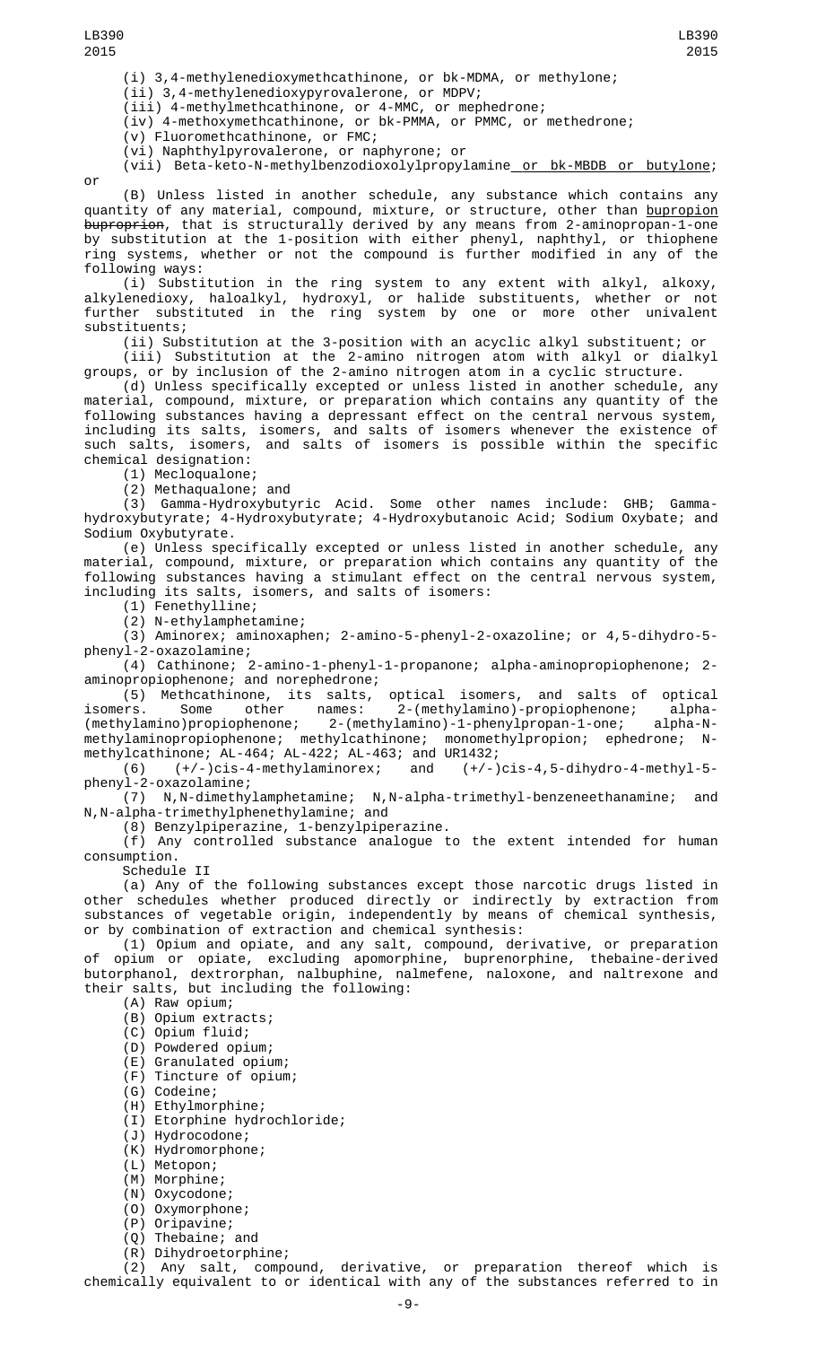(i) 3,4-methylenedioxymethcathinone, or bk-MDMA, or methylone;

(ii) 3,4-methylenedioxypyrovalerone, or MDPV;

(iii) 4-methylmethcathinone, or 4-MMC, or mephedrone;

(iv) 4-methoxymethcathinone, or bk-PMMA, or PMMC, or methedrone;

(v) Fluoromethcathinone, or FMC;

(vi) Naphthylpyrovalerone, or naphyrone; or

(vii) Beta-keto-N-methylbenzodioxolylpropylamine or bk-MBDB or butylone; or

(B) Unless listed in another schedule, any substance which contains any quantity of any material, compound, mixture, or structure, other than bupropion ~~buproprion~~, that is structurally derived by any means from 2-aminopropan-1-one by substitution at the 1-position with either phenyl, naphthyl, or thiophene ring systems, whether or not the compound is further modified in any of the following ways:

(i) Substitution in the ring system to any extent with alkyl, alkoxy, alkylenedioxy, haloalkyl, hydroxyl, or halide substituents, whether or not further substituted in the ring system by one or more other univalent substituents;

(ii) Substitution at the 3-position with an acyclic alkyl substituent; or

(iii) Substitution at the 2-amino nitrogen atom with alkyl or dialkyl groups, or by inclusion of the 2-amino nitrogen atom in a cyclic structure.

(d) Unless specifically excepted or unless listed in another schedule, any material, compound, mixture, or preparation which contains any quantity of the following substances having a depressant effect on the central nervous system, including its salts, isomers, and salts of isomers whenever the existence of such salts, isomers, and salts of isomers is possible within the specific chemical designation:

(1) Mecloqualone;

(2) Methaqualone; and

(3) Gamma-Hydroxybutyric Acid. Some other names include: GHB; Gamma-hydroxybutyrate; 4-Hydroxybutyrate; 4-Hydroxybutanoic Acid; Sodium Oxybate; and Sodium Oxybutyrate.

(e) Unless specifically excepted or unless listed in another schedule, any material, compound, mixture, or preparation which contains any quantity of the following substances having a stimulant effect on the central nervous system, including its salts, isomers, and salts of isomers:

(1) Fenethylline;

(2) N-ethylamphetamine;

(3) Aminorex; aminoxaphen; 2-amino-5-phenyl-2-oxazoline; or 4,5-dihydro-5-phenyl-2-oxazolamine;

(4) Cathinone; 2-amino-1-phenyl-1-propanone; alpha-aminopropiophenone; 2-aminopropiophenone; and norephedrone;

(5) Methcathinone, its salts, optical isomers, and salts of optical isomers. Some other names: 2-(methylamino)-propiophenone; alpha-(methylamino)propiophenone; 2-(methylamino)-1-phenylpropan-1-one; alpha-N-methylaminopropiophenone; methylcathinone; monomethylpropion; ephedrone; N-methylcathinone; AL-464; AL-422; AL-463; and UR1432;

(6) (+/-)cis-4-methylaminorex; and (+/-)cis-4,5-dihydro-4-methyl-5-phenyl-2-oxazolamine;

(7) N,N-dimethylamphetamine; N,N-alpha-trimethyl-benzeneethanamine; and N,N-alpha-trimethylphenethylamine; and

(8) Benzylpiperazine, 1-benzylpiperazine.

(f) Any controlled substance analogue to the extent intended for human consumption.

Schedule II

(a) Any of the following substances except those narcotic drugs listed in other schedules whether produced directly or indirectly by extraction from substances of vegetable origin, independently by means of chemical synthesis, or by combination of extraction and chemical synthesis:

(1) Opium and opiate, and any salt, compound, derivative, or preparation of opium or opiate, excluding apomorphine, buprenorphine, thebaine-derived butorphanol, dextrorphan, nalbuphine, nalmefene, naloxone, and naltrexone and their salts, but including the following:

(A) Raw opium;

(B) Opium extracts;

(C) Opium fluid;

(D) Powdered opium;

(E) Granulated opium;

(F) Tincture of opium;

(G) Codeine;

(H) Ethylmorphine;

(I) Etorphine hydrochloride;

(J) Hydrocodone;

(K) Hydromorphone;

(L) Metopon;

(M) Morphine;

(N) Oxycodone;

(O) Oxymorphone;

(P) Oripavine;

(Q) Thebaine; and

(R) Dihydroetorphine;

(2) Any salt, compound, derivative, or preparation thereof which is chemically equivalent to or identical with any of the substances referred to in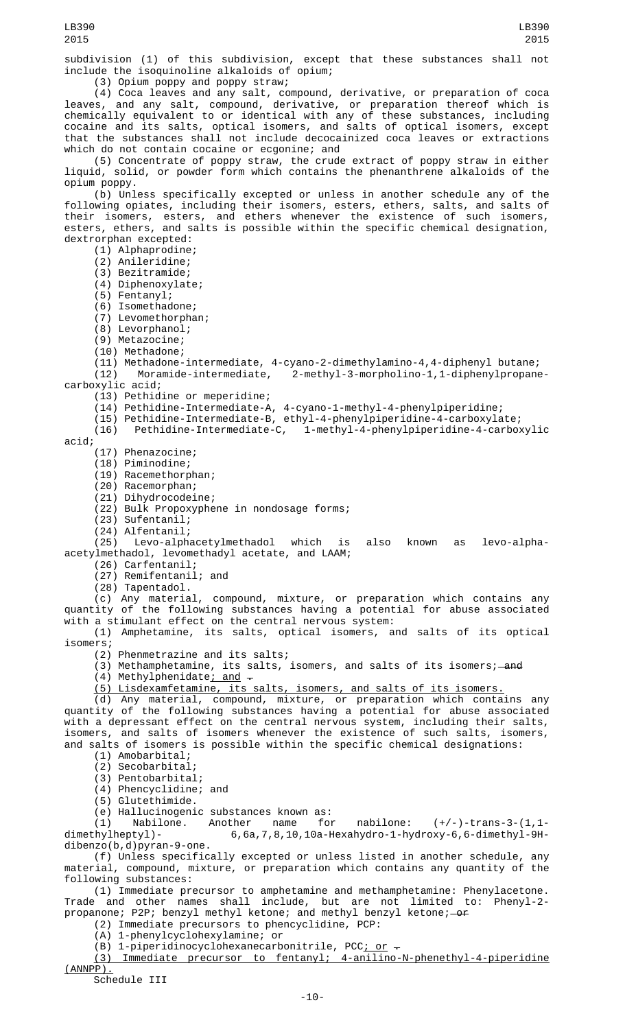subdivision (1) of this subdivision, except that these substances shall not include the isoquinoline alkaloids of opium;

(3) Opium poppy and poppy straw;

(4) Coca leaves and any salt, compound, derivative, or preparation of coca leaves, and any salt, compound, derivative, or preparation thereof which is chemically equivalent to or identical with any of these substances, including cocaine and its salts, optical isomers, and salts of optical isomers, except that the substances shall not include decocainized coca leaves or extractions which do not contain cocaine or ecgonine; and

(5) Concentrate of poppy straw, the crude extract of poppy straw in either liquid, solid, or powder form which contains the phenanthrene alkaloids of the opium poppy.

(b) Unless specifically excepted or unless in another schedule any of the following opiates, including their isomers, esters, ethers, salts, and salts of their isomers, esters, and ethers whenever the existence of such isomers, esters, ethers, and salts is possible within the specific chemical designation, dextrorphan excepted:

(1) Alphaprodine;

(2) Anileridine;

(3) Bezitramide;

(4) Diphenoxylate;

(5) Fentanyl;

(6) Isomethadone;

(7) Levomethorphan;

(8) Levorphanol;

(9) Metazocine;

(10) Methadone;

(11) Methadone-intermediate, 4-cyano-2-dimethylamino-4,4-diphenyl butane;

(12) Moramide-intermediate, 2-methyl-3-morpholino-1,1-diphenylpropane-carboxylic acid;

(13) Pethidine or meperidine;

(14) Pethidine-Intermediate-A, 4-cyano-1-methyl-4-phenylpiperidine;

(15) Pethidine-Intermediate-B, ethyl-4-phenylpiperidine-4-carboxylate;

(16) Pethidine-Intermediate-C, 1-methyl-4-phenylpiperidine-4-carboxylic acid;

(17) Phenazocine;

(18) Piminodine;

(19) Racemethorphan;

(20) Racemorphan;

(21) Dihydrocodeine;

(22) Bulk Propoxyphene in nondosage forms;

(23) Sufentanil;

(24) Alfentanil;

(25) Levo-alphacetylmethadol which is also known as levo-alpha-acetylmethadol, levomethadyl acetate, and LAAM;

(26) Carfentanil;

(27) Remifentanil; and

(28) Tapentadol.

(c) Any material, compound, mixture, or preparation which contains any quantity of the following substances having a potential for abuse associated with a stimulant effect on the central nervous system:

(1) Amphetamine, its salts, optical isomers, and salts of its optical isomers;

(2) Phenmetrazine and its salts;

(3) Methamphetamine, its salts, isomers, and salts of its isomers; ~~and~~

(4) Methylphenidate<u>; and</u> ~~.~~

<u>(5) Lisdexamfetamine, its salts, isomers, and salts of its isomers.</u>

(d) Any material, compound, mixture, or preparation which contains any quantity of the following substances having a potential for abuse associated with a depressant effect on the central nervous system, including their salts, isomers, and salts of isomers whenever the existence of such salts, isomers, and salts of isomers is possible within the specific chemical designations:

(1) Amobarbital;

(2) Secobarbital;

(3) Pentobarbital;

(4) Phencyclidine; and

(5) Glutethimide.

(e) Hallucinogenic substances known as:

(1) Nabilone. Another name for nabilone: (+/-)-trans-3-(1,1-dimethylheptyl)- 6,6a,7,8,10,10a-Hexahydro-1-hydroxy-6,6-dimethyl-9H-dibenzo(b,d)pyran-9-one.

(f) Unless specifically excepted or unless listed in another schedule, any material, compound, mixture, or preparation which contains any quantity of the following substances:

(1) Immediate precursor to amphetamine and methamphetamine: Phenylacetone. Trade and other names shall include, but are not limited to: Phenyl-2-propanone; P2P; benzyl methyl ketone; and methyl benzyl ketone; ~~or~~

(2) Immediate precursors to phencyclidine, PCP:

(A) 1-phenylcyclohexylamine; or

(B) 1-piperidinocyclohexanecarbonitrile, PCC<u>; or</u> ~~.~~

<u>(3) Immediate precursor to fentanyl; 4-anilino-N-phenethyl-4-piperidine (ANNPP).</u>

Schedule III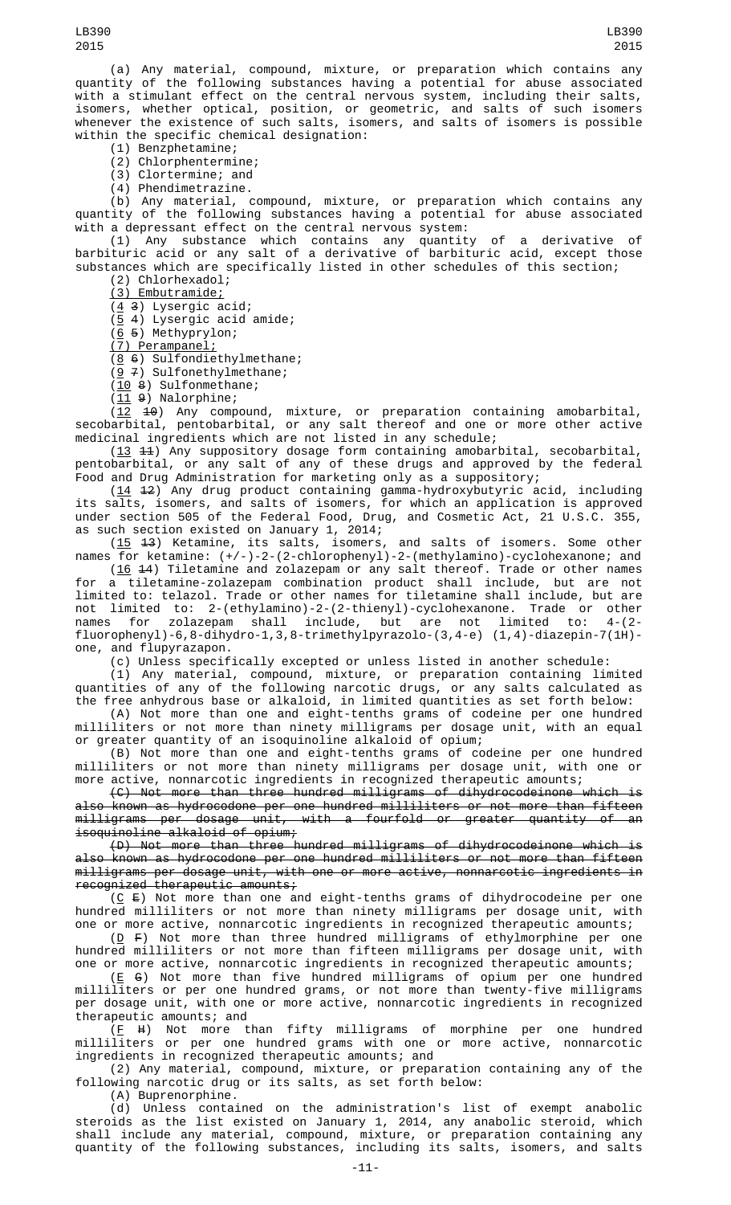(a) Any material, compound, mixture, or preparation which contains any quantity of the following substances having a potential for abuse associated with a stimulant effect on the central nervous system, including their salts, isomers, whether optical, position, or geometric, and salts of such isomers whenever the existence of such salts, isomers, and salts of isomers is possible within the specific chemical designation:

(1) Benzphetamine;

(2) Chlorphentermine;

(3) Clortermine; and

(4) Phendimetrazine.

(b) Any material, compound, mixture, or preparation which contains any quantity of the following substances having a potential for abuse associated with a depressant effect on the central nervous system:

(1) Any substance which contains any quantity of a derivative of barbituric acid or any salt of a derivative of barbituric acid, except those substances which are specifically listed in other schedules of this section;

(2) Chlorhexadol;

(3) Embutramide;

(4 ~~3~~) Lysergic acid;

(5 ~~4~~) Lysergic acid amide;

(6 ~~5~~) Methyprylon;

(7) Perampanel;

(8 ~~6~~) Sulfondiethylmethane;

(9 ~~7~~) Sulfonethylmethane;

(10 ~~8~~) Sulfonmethane;

(11 ~~9~~) Nalorphine;

(12 ~~10~~) Any compound, mixture, or preparation containing amobarbital, secobarbital, pentobarbital, or any salt thereof and one or more other active medicinal ingredients which are not listed in any schedule;

(13 ~~11~~) Any suppository dosage form containing amobarbital, secobarbital, pentobarbital, or any salt of any of these drugs and approved by the federal Food and Drug Administration for marketing only as a suppository;

(14 ~~12~~) Any drug product containing gamma-hydroxybutyric acid, including its salts, isomers, and salts of isomers, for which an application is approved under section 505 of the Federal Food, Drug, and Cosmetic Act, 21 U.S.C. 355, as such section existed on January 1, 2014;

(15 ~~13~~) Ketamine, its salts, isomers, and salts of isomers. Some other names for ketamine: (+/-)-2-(2-chlorophenyl)-2-(methylamino)-cyclohexanone; and

(16 ~~14~~) Tiletamine and zolazepam or any salt thereof. Trade or other names for a tiletamine-zolazepam combination product shall include, but are not limited to: telazol. Trade or other names for tiletamine shall include, but are not limited to: 2-(ethylamino)-2-(2-thienyl)-cyclohexanone. Trade or other names for zolazepam shall include, but are not limited to: 4-(2-fluorophenyl)-6,8-dihydro-1,3,8-trimethylpyrazolo-(3,4-e) (1,4)-diazepin-7(1H)-one, and flupyrazapon.

(c) Unless specifically excepted or unless listed in another schedule:

(1) Any material, compound, mixture, or preparation containing limited quantities of any of the following narcotic drugs, or any salts calculated as the free anhydrous base or alkaloid, in limited quantities as set forth below:

(A) Not more than one and eight-tenths grams of codeine per one hundred milliliters or not more than ninety milligrams per dosage unit, with an equal or greater quantity of an isoquinoline alkaloid of opium;

(B) Not more than one and eight-tenths grams of codeine per one hundred milliliters or not more than ninety milligrams per dosage unit, with one or more active, nonnarcotic ingredients in recognized therapeutic amounts;

~~(C) Not more than three hundred milligrams of dihydrocodeinone which is also known as hydrocodone per one hundred milliliters or not more than fifteen milligrams per dosage unit, with a fourfold or greater quantity of an isoquinoline alkaloid of opium;~~

~~(D) Not more than three hundred milligrams of dihydrocodeinone which is also known as hydrocodone per one hundred milliliters or not more than fifteen milligrams per dosage unit, with one or more active, nonnarcotic ingredients in recognized therapeutic amounts;~~

(C ~~E~~) Not more than one and eight-tenths grams of dihydrocodeine per one hundred milliliters or not more than ninety milligrams per dosage unit, with one or more active, nonnarcotic ingredients in recognized therapeutic amounts;

(D ~~F~~) Not more than three hundred milligrams of ethylmorphine per one hundred milliliters or not more than fifteen milligrams per dosage unit, with one or more active, nonnarcotic ingredients in recognized therapeutic amounts;

(E ~~G~~) Not more than five hundred milligrams of opium per one hundred milliliters or per one hundred grams, or not more than twenty-five milligrams per dosage unit, with one or more active, nonnarcotic ingredients in recognized therapeutic amounts; and

(F ~~H~~) Not more than fifty milligrams of morphine per one hundred milliliters or per one hundred grams with one or more active, nonnarcotic ingredients in recognized therapeutic amounts; and

(2) Any material, compound, mixture, or preparation containing any of the following narcotic drug or its salts, as set forth below:

(A) Buprenorphine.

(d) Unless contained on the administration's list of exempt anabolic steroids as the list existed on January 1, 2014, any anabolic steroid, which shall include any material, compound, mixture, or preparation containing any quantity of the following substances, including its salts, isomers, and salts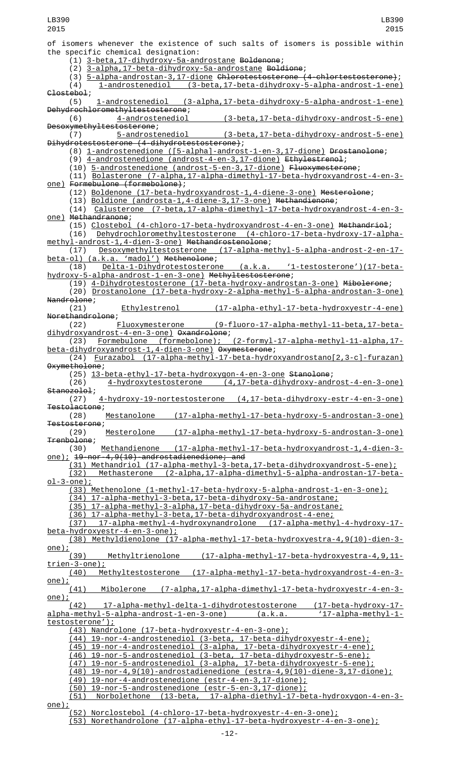of isomers whenever the existence of such salts of isomers is possible within the specific chemical designation:

(1) 3-beta,17-dihydroxy-5a-androstane ~~Boldenone~~;

(2) 3-alpha,17-beta-dihydroxy-5a-androstane ~~Boldione~~;

(3) 5-alpha-androstan-3,17-dione ~~Chlorotestosterone (4-chlortestosterone)~~;

(4) 1-androstenediol (3-beta,17-beta-dihydroxy-5-alpha-androst-1-ene) ~~Clostebol~~;

(5) 1-androstenediol (3-alpha,17-beta-dihydroxy-5-alpha-androst-1-ene) ~~Dehydrochloromethyltestosterone~~;

(6) 4-androstenediol (3-beta,17-beta-dihydroxy-androst-5-ene) ~~Desoxymethyltestosterone~~;

(7) 5-androstenediol (3-beta,17-beta-dihydroxy-androst-5-ene) ~~Dihydrotestosterone (4-dihydrotestosterone)~~;

(8) 1-androstenedione ([5-alpha]-androst-1-en-3,17-dione) ~~Drostanolone~~;

(9) 4-androstenedione (androst-4-en-3,17-dione) ~~Ethylestrenol~~;

(10) 5-androstenedione (androst-5-en-3,17-dione) ~~Fluoxymesterone~~;

(11) Bolasterone (7-alpha,17-alpha-dimethyl-17-beta-hydroxyandrost-4-en-3-one) ~~Formebulone (formebolone)~~;

(12) Boldenone (17-beta-hydroxyandrost-1,4-diene-3-one) ~~Mesterolone~~;

(13) Boldione (androsta-1,4-diene-3,17-3-one) ~~Methandienone~~;

(14) Calusterone (7-beta,17-alpha-dimethyl-17-beta-hydroxyandrost-4-en-3-one) ~~Methandranone~~;

(15) Clostebol (4-chloro-17-beta-hydroxyandrost-4-en-3-one) ~~Methandriol~~;

(16) Dehydrochloromethyltestosterone (4-chloro-17-beta-hydroxy-17-alpha-methyl-androst-1,4-dien-3-one) ~~Methandrostenolone~~;

(17) Desoxymethyltestosterone (17-alpha-methyl-5-alpha-androst-2-en-17-beta-ol) (a.k.a. 'madol') ~~Methenolone~~;

(18) Delta-1-Dihydrotestosterone (a.k.a. '1-testosterone')(17-beta-hydroxy-5-alpha-androst-1-en-3-one) ~~Methyltestosterone~~;

(19) 4-Dihydrotestosterone (17-beta-hydroxy-androstan-3-one) ~~Mibolerone~~;

(20) Drostanolone (17-beta-hydroxy-2-alpha-methyl-5-alpha-androstan-3-one) ~~Nandrolone~~;

(21) Ethylestrenol (17-alpha-ethyl-17-beta-hydroxyestr-4-ene) ~~Norethandrolone~~;

(22) Fluoxymesterone (9-fluoro-17-alpha-methyl-11-beta,17-beta-dihydroxyandrost-4-en-3-one) ~~Oxandrolone~~;

(23) Formebulone (formebolone); (2-formyl-17-alpha-methyl-11-alpha,17-beta-dihydroxyandrost-1,4-dien-3-one) ~~Oxymesterone~~;

(24) Furazabol (17-alpha-methyl-17-beta-hydroxyandrostano[2,3-c]-furazan) ~~Oxymetholone~~;

(25) 13-beta-ethyl-17-beta-hydroxygon-4-en-3-one ~~Stanolone~~;

(26) 4-hydroxytestosterone (4,17-beta-dihydroxy-androst-4-en-3-one) ~~Stanozolol~~;

(27) 4-hydroxy-19-nortestosterone (4,17-beta-dihydroxy-estr-4-en-3-one) ~~Testolactone~~;

(28) Mestanolone (17-alpha-methyl-17-beta-hydroxy-5-androstan-3-one) ~~Testosterone~~;

(29) Mesterolone (17-alpha-methyl-17-beta-hydroxy-5-androstan-3-one) ~~Trenbolone~~;

(30) Methandienone (17-alpha-methyl-17-beta-hydroxyandrost-1,4-dien-3-one); ~~19-nor-4,9(10)-androstadienedione; and~~

(31) Methandriol (17-alpha-methyl-3-beta,17-beta-dihydroxyandrost-5-ene);

(32) Methasterone (2-alpha,17-alpha-dimethyl-5-alpha-androstan-17-beta-ol-3-one);

(33) Methenolone (1-methyl-17-beta-hydroxy-5-alpha-androst-1-en-3-one);

(34) 17-alpha-methyl-3-beta,17-beta-dihydroxy-5a-androstane;

(35) 17-alpha-methyl-3-alpha,17-beta-dihydroxy-5a-androstane;

(36) 17-alpha-methyl-3-beta,17-beta-dihydroxyandrost-4-ene;

(37) 17-alpha-methyl-4-hydroxynandrolone (17-alpha-methyl-4-hydroxy-17-beta-hydroxyestr-4-en-3-one);

(38) Methyldienolone (17-alpha-methyl-17-beta-hydroxyestra-4,9(10)-dien-3-one);

(39) Methyltrienolone (17-alpha-methyl-17-beta-hydroxyestra-4,9,11-trien-3-one);

(40) Methyltestosterone (17-alpha-methyl-17-beta-hydroxyandrost-4-en-3-one);

(41) Mibolerone (7-alpha,17-alpha-dimethyl-17-beta-hydroxyestr-4-en-3-one);

(42) 17-alpha-methyl-delta-1-dihydrotestosterone (17-beta-hydroxy-17-alpha-methyl-5-alpha-androst-1-en-3-one) (a.k.a. '17-alpha-methyl-1-testosterone');

(43) Nandrolone (17-beta-hydroxyestr-4-en-3-one);

(44) 19-nor-4-androstenediol (3-beta, 17-beta-dihydroxyestr-4-ene);

(45) 19-nor-4-androstenediol (3-alpha, 17-beta-dihydroxyestr-4-ene);

(46) 19-nor-5-androstenediol (3-beta, 17-beta-dihydroxyestr-5-ene);

(47) 19-nor-5-androstenediol (3-alpha, 17-beta-dihydroxyestr-5-ene);

(48) 19-nor-4,9(10)-androstadienedione (estra-4,9(10)-diene-3,17-dione);

(49) 19-nor-4-androstenedione (estr-4-en-3,17-dione);

(50) 19-nor-5-androstenedione (estr-5-en-3,17-dione);

(51) Norbolethone (13-beta, 17-alpha-diethyl-17-beta-hydroxygon-4-en-3-one);

(52) Norclostebol (4-chloro-17-beta-hydroxyestr-4-en-3-one);

(53) Norethandrolone (17-alpha-ethyl-17-beta-hydroxyestr-4-en-3-one);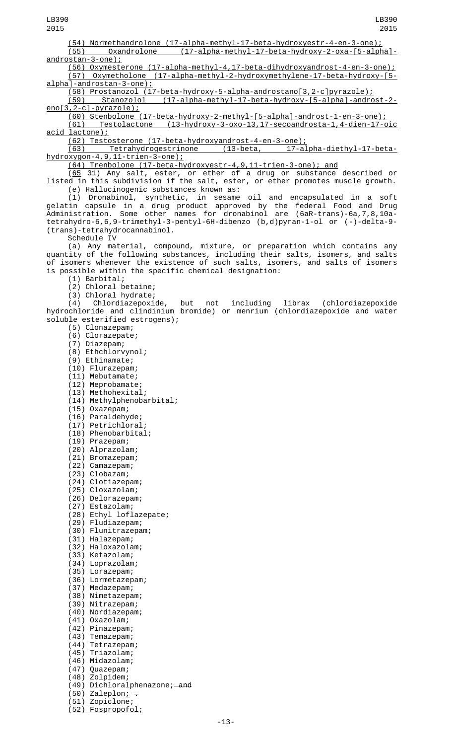(54) Normethandrolone (17-alpha-methyl-17-beta-hydroxyestr-4-en-3-one);

(55) Oxandrolone (17-alpha-methyl-17-beta-hydroxy-2-oxa-[5-alpha]-androstan-3-one);

(56) Oxymesterone (17-alpha-methyl-4,17-beta-dihydroxyandrost-4-en-3-one);

(57) Oxymetholone (17-alpha-methyl-2-hydroxymethylene-17-beta-hydroxy-[5-alpha]-androstan-3-one);

(58) Prostanozol (17-beta-hydroxy-5-alpha-androstano[3,2-c]pyrazole);

(59) Stanozolol (17-alpha-methyl-17-beta-hydroxy-[5-alpha]-androst-2-eno[3,2-c]-pyrazole);

(60) Stenbolone (17-beta-hydroxy-2-methyl-[5-alpha]-androst-1-en-3-one);

(61) Testolactone (13-hydroxy-3-oxo-13,17-secoandrosta-1,4-dien-17-oic acid lactone);

(62) Testosterone (17-beta-hydroxyandrost-4-en-3-one);

(63) Tetrahydrogestrinone (13-beta, 17-alpha-diethyl-17-beta-hydroxygon-4,9,11-trien-3-one);

(64) Trenbolone (17-beta-hydroxyestr-4,9,11-trien-3-one); and

(65 31) Any salt, ester, or ether of a drug or substance described or listed in this subdivision if the salt, ester, or ether promotes muscle growth.

(e) Hallucinogenic substances known as:

(1) Dronabinol, synthetic, in sesame oil and encapsulated in a soft gelatin capsule in a drug product approved by the federal Food and Drug Administration. Some other names for dronabinol are (6aR-trans)-6a,7,8,10a-tetrahydro-6,6,9-trimethyl-3-pentyl-6H-dibenzo (b,d)pyran-1-ol or (-)-delta-9-(trans)-tetrahydrocannabinol.

Schedule IV

(a) Any material, compound, mixture, or preparation which contains any quantity of the following substances, including their salts, isomers, and salts of isomers whenever the existence of such salts, isomers, and salts of isomers is possible within the specific chemical designation:

(1) Barbital;

(2) Chloral betaine;

(3) Chloral hydrate;

(4) Chlordiazepoxide, but not including librax (chlordiazepoxide hydrochloride and clindinium bromide) or menrium (chlordiazepoxide and water soluble esterified estrogens);

(5) Clonazepam;

(6) Clorazepate;

(7) Diazepam;

(8) Ethchlorvynol;

(9) Ethinamate;

(10) Flurazepam;

(11) Mebutamate;

(12) Meprobamate;

(13) Methohexital;

(14) Methylphenobarbital;

(15) Oxazepam;

(16) Paraldehyde;

(17) Petrichloral;

(18) Phenobarbital;

(19) Prazepam;

(20) Alprazolam;

(21) Bromazepam;

(22) Camazepam;

(23) Clobazam;

(24) Clotiazepam;

(25) Cloxazolam;

(26) Delorazepam;

(27) Estazolam;

(28) Ethyl loflazepate;

(29) Fludiazepam;

(30) Flunitrazepam;

(31) Halazepam;

(32) Haloxazolam;

(33) Ketazolam;

(34) Loprazolam;

(35) Lorazepam;

(36) Lormetazepam;

(37) Medazepam;

(38) Nimetazepam;

(39) Nitrazepam;

(40) Nordiazepam;

(41) Oxazolam;

(42) Pinazepam;

(43) Temazepam;

(44) Tetrazepam;

(45) Triazolam;

(46) Midazolam;

(47) Quazepam;

(48) Zolpidem;

(49) Dichloralphenazone; and

(50) Zaleplon; .

(51) Zopiclone;

(52) Fospropofol;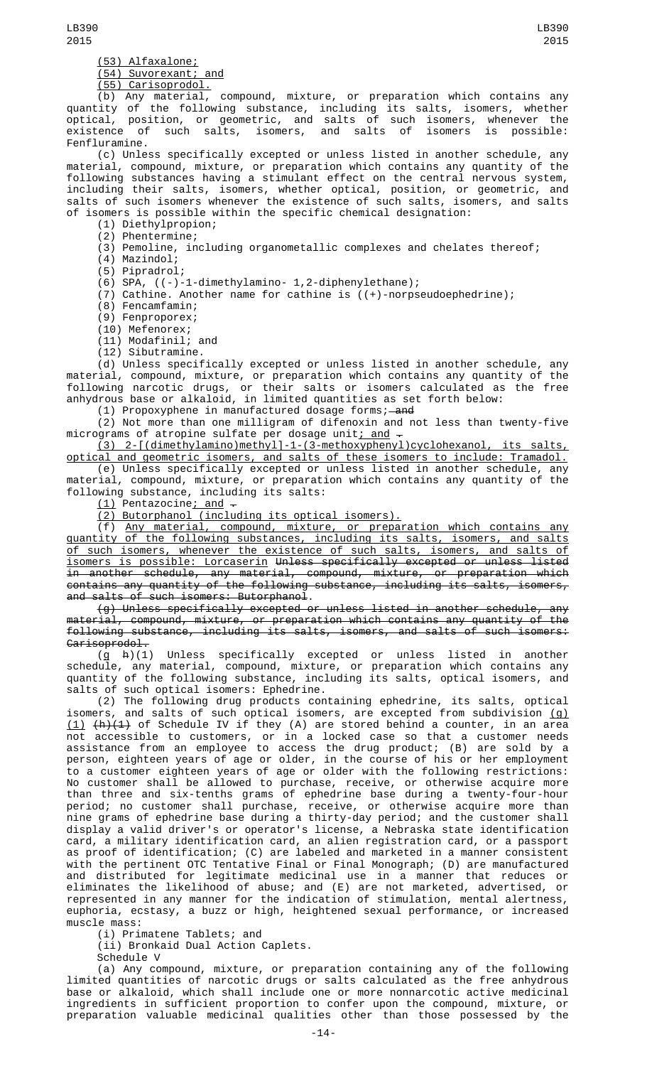(53) Alfaxalone;

(54) Suvorexant; and

(55) Carisoprodol.

(b) Any material, compound, mixture, or preparation which contains any quantity of the following substance, including its salts, isomers, whether optical, position, or geometric, and salts of such isomers, whenever the existence of such salts, isomers, and salts of isomers is possible: Fenfluramine.

(c) Unless specifically excepted or unless listed in another schedule, any material, compound, mixture, or preparation which contains any quantity of the following substances having a stimulant effect on the central nervous system, including their salts, isomers, whether optical, position, or geometric, and salts of such isomers whenever the existence of such salts, isomers, and salts of isomers is possible within the specific chemical designation:

(1) Diethylpropion;

(2) Phentermine;

(3) Pemoline, including organometallic complexes and chelates thereof;

(4) Mazindol;

(5) Pipradrol;

(6) SPA, ((-)-1-dimethylamino- 1,2-diphenylethane);

(7) Cathine. Another name for cathine is ((+)-norpseudoephedrine);

(8) Fencamfamin;

(9) Fenproporex;

(10) Mefenorex;

(11) Modafinil; and

(12) Sibutramine.

(d) Unless specifically excepted or unless listed in another schedule, any material, compound, mixture, or preparation which contains any quantity of the following narcotic drugs, or their salts or isomers calculated as the free anhydrous base or alkaloid, in limited quantities as set forth below:

(1) Propoxyphene in manufactured dosage forms; ~~and~~

(2) Not more than one milligram of difenoxin and not less than twenty-five micrograms of atropine sulfate per dosage unit; and ~~.~~

(3) 2-[(dimethylamino)methyl]-1-(3-methoxyphenyl)cyclohexanol, its salts, optical and geometric isomers, and salts of these isomers to include: Tramadol.

(e) Unless specifically excepted or unless listed in another schedule, any material, compound, mixture, or preparation which contains any quantity of the following substance, including its salts:

(1) Pentazocine; and ~~.~~

(2) Butorphanol (including its optical isomers).

(f) Any material, compound, mixture, or preparation which contains any quantity of the following substances, including its salts, isomers, and salts of such isomers, whenever the existence of such salts, isomers, and salts of isomers is possible: Lorcaserin ~~Unless specifically excepted or unless listed in another schedule, any material, compound, mixture, or preparation which contains any quantity of the following substance, including its salts, isomers, and salts of such isomers: Butorphanol~~.

~~(g) Unless specifically excepted or unless listed in another schedule, any material, compound, mixture, or preparation which contains any quantity of the following substance, including its salts, isomers, and salts of such isomers: Carisoprodol.~~

(g ~~h~~)(1) Unless specifically excepted or unless listed in another schedule, any material, compound, mixture, or preparation which contains any quantity of the following substance, including its salts, optical isomers, and salts of such optical isomers: Ephedrine.

(2) The following drug products containing ephedrine, its salts, optical isomers, and salts of such optical isomers, are excepted from subdivision (g)(1) ~~(h)(1)~~ of Schedule IV if they (A) are stored behind a counter, in an area not accessible to customers, or in a locked case so that a customer needs assistance from an employee to access the drug product; (B) are sold by a person, eighteen years of age or older, in the course of his or her employment to a customer eighteen years of age or older with the following restrictions: No customer shall be allowed to purchase, receive, or otherwise acquire more than three and six-tenths grams of ephedrine base during a twenty-four-hour period; no customer shall purchase, receive, or otherwise acquire more than nine grams of ephedrine base during a thirty-day period; and the customer shall display a valid driver's or operator's license, a Nebraska state identification card, a military identification card, an alien registration card, or a passport as proof of identification; (C) are labeled and marketed in a manner consistent with the pertinent OTC Tentative Final or Final Monograph; (D) are manufactured and distributed for legitimate medicinal use in a manner that reduces or eliminates the likelihood of abuse; and (E) are not marketed, advertised, or represented in any manner for the indication of stimulation, mental alertness, euphoria, ecstasy, a buzz or high, heightened sexual performance, or increased muscle mass:

(i) Primatene Tablets; and

(ii) Bronkaid Dual Action Caplets.

Schedule V

(a) Any compound, mixture, or preparation containing any of the following limited quantities of narcotic drugs or salts calculated as the free anhydrous base or alkaloid, which shall include one or more nonnarcotic active medicinal ingredients in sufficient proportion to confer upon the compound, mixture, or preparation valuable medicinal qualities other than those possessed by the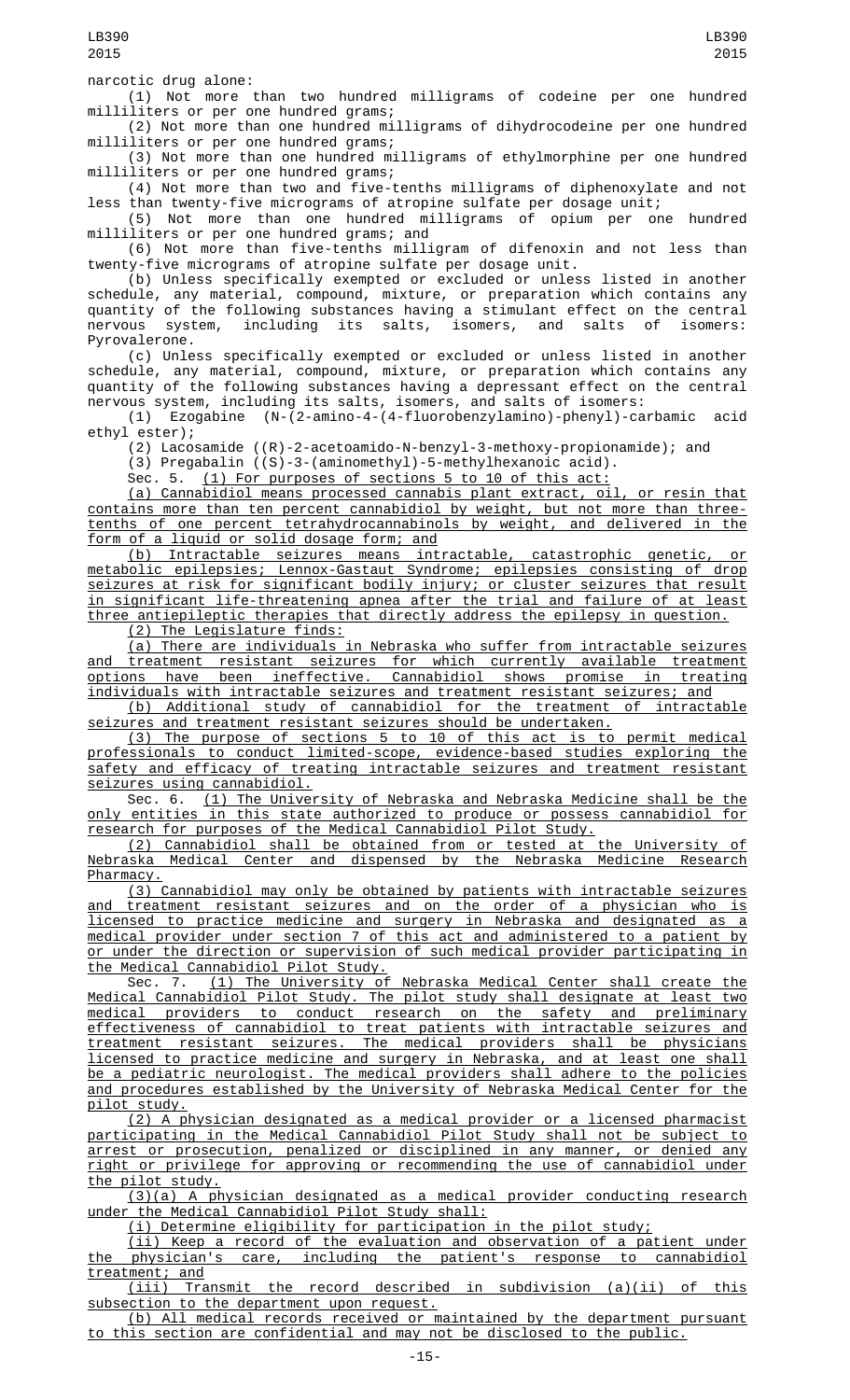narcotic drug alone:

(1) Not more than two hundred milligrams of codeine per one hundred milliliters or per one hundred grams;

(2) Not more than one hundred milligrams of dihydrocodeine per one hundred milliliters or per one hundred grams;

(3) Not more than one hundred milligrams of ethylmorphine per one hundred milliliters or per one hundred grams;

(4) Not more than two and five-tenths milligrams of diphenoxylate and not less than twenty-five micrograms of atropine sulfate per dosage unit;

(5) Not more than one hundred milligrams of opium per one hundred milliliters or per one hundred grams; and

(6) Not more than five-tenths milligram of difenoxin and not less than twenty-five micrograms of atropine sulfate per dosage unit.

(b) Unless specifically exempted or excluded or unless listed in another schedule, any material, compound, mixture, or preparation which contains any quantity of the following substances having a stimulant effect on the central nervous system, including its salts, isomers, and salts of isomers: Pyrovalerone.

(c) Unless specifically exempted or excluded or unless listed in another schedule, any material, compound, mixture, or preparation which contains any quantity of the following substances having a depressant effect on the central nervous system, including its salts, isomers, and salts of isomers:

(1) Ezogabine (N-(2-amino-4-(4-fluorobenzylamino)-phenyl)-carbamic acid ethyl ester);

(2) Lacosamide ((R)-2-acetoamido-N-benzyl-3-methoxy-propionamide); and

(3) Pregabalin ((S)-3-(aminomethyl)-5-methylhexanoic acid).

Sec. 5. (1) For purposes of sections 5 to 10 of this act:

(a) Cannabidiol means processed cannabis plant extract, oil, or resin that contains more than ten percent cannabidiol by weight, but not more than three-tenths of one percent tetrahydrocannabinols by weight, and delivered in the form of a liquid or solid dosage form; and

(b) Intractable seizures means intractable, catastrophic genetic, or metabolic epilepsies; Lennox-Gastaut Syndrome; epilepsies consisting of drop seizures at risk for significant bodily injury; or cluster seizures that result in significant life-threatening apnea after the trial and failure of at least three antiepileptic therapies that directly address the epilepsy in question.

(2) The Legislature finds:

(a) There are individuals in Nebraska who suffer from intractable seizures and treatment resistant seizures for which currently available treatment options have been ineffective. Cannabidiol shows promise in treating individuals with intractable seizures and treatment resistant seizures; and

(b) Additional study of cannabidiol for the treatment of intractable seizures and treatment resistant seizures should be undertaken.

(3) The purpose of sections 5 to 10 of this act is to permit medical professionals to conduct limited-scope, evidence-based studies exploring the safety and efficacy of treating intractable seizures and treatment resistant seizures using cannabidiol.

Sec. 6. (1) The University of Nebraska and Nebraska Medicine shall be the only entities in this state authorized to produce or possess cannabidiol for research for purposes of the Medical Cannabidiol Pilot Study.

(2) Cannabidiol shall be obtained from or tested at the University of Nebraska Medical Center and dispensed by the Nebraska Medicine Research Pharmacy.

(3) Cannabidiol may only be obtained by patients with intractable seizures and treatment resistant seizures and on the order of a physician who is licensed to practice medicine and surgery in Nebraska and designated as a medical provider under section 7 of this act and administered to a patient by or under the direction or supervision of such medical provider participating in the Medical Cannabidiol Pilot Study.

Sec. 7. (1) The University of Nebraska Medical Center shall create the Medical Cannabidiol Pilot Study. The pilot study shall designate at least two medical providers to conduct research on the safety and preliminary effectiveness of cannabidiol to treat patients with intractable seizures and treatment resistant seizures. The medical providers shall be physicians licensed to practice medicine and surgery in Nebraska, and at least one shall be a pediatric neurologist. The medical providers shall adhere to the policies and procedures established by the University of Nebraska Medical Center for the pilot study.

(2) A physician designated as a medical provider or a licensed pharmacist participating in the Medical Cannabidiol Pilot Study shall not be subject to arrest or prosecution, penalized or disciplined in any manner, or denied any right or privilege for approving or recommending the use of cannabidiol under the pilot study.

(3)(a) A physician designated as a medical provider conducting research under the Medical Cannabidiol Pilot Study shall:

(i) Determine eligibility for participation in the pilot study;

(ii) Keep a record of the evaluation and observation of a patient under the physician's care, including the patient's response to cannabidiol treatment; and

(iii) Transmit the record described in subdivision (a)(ii) of this subsection to the department upon request.

(b) All medical records received or maintained by the department pursuant to this section are confidential and may not be disclosed to the public.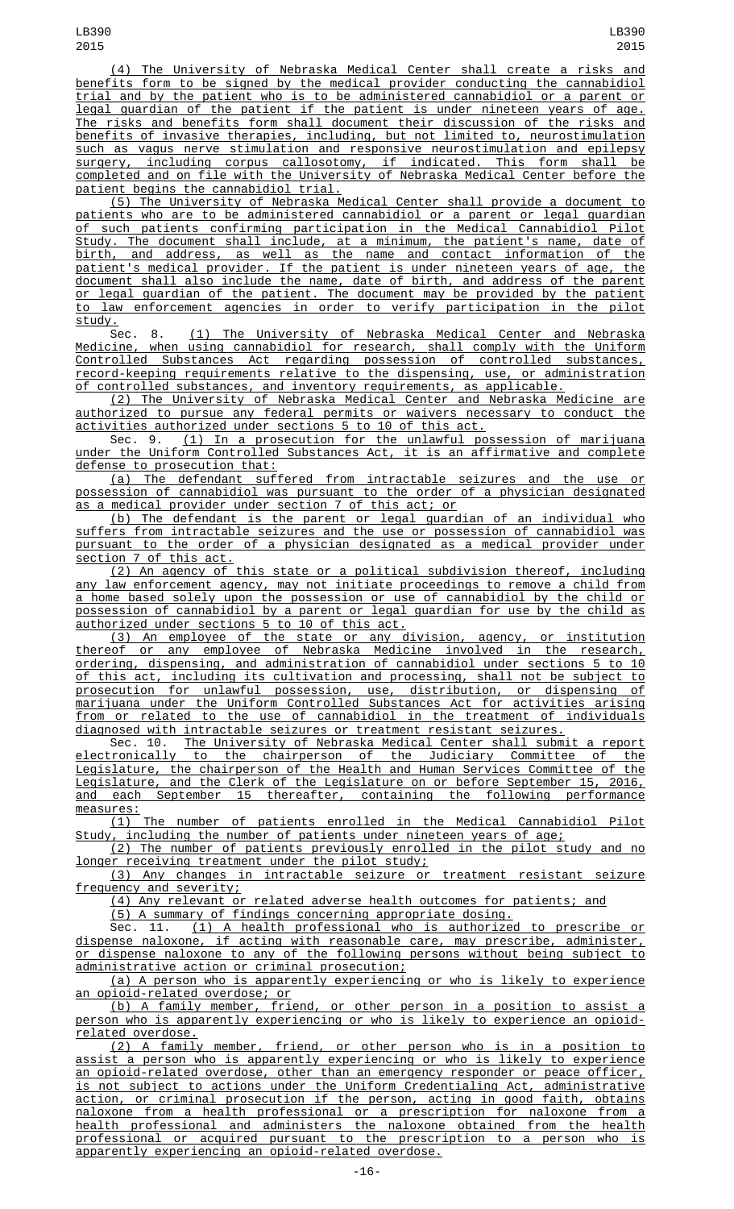(4) The University of Nebraska Medical Center shall create a risks and benefits form to be signed by the medical provider conducting the cannabidiol trial and by the patient who is to be administered cannabidiol or a parent or legal guardian of the patient if the patient is under nineteen years of age. The risks and benefits form shall document their discussion of the risks and benefits of invasive therapies, including, but not limited to, neurostimulation such as vagus nerve stimulation and responsive neurostimulation and epilepsy surgery, including corpus callosotomy, if indicated. This form shall be completed and on file with the University of Nebraska Medical Center before the patient begins the cannabidiol trial.

(5) The University of Nebraska Medical Center shall provide a document to patients who are to be administered cannabidiol or a parent or legal guardian of such patients confirming participation in the Medical Cannabidiol Pilot Study. The document shall include, at a minimum, the patient's name, date of birth, and address, as well as the name and contact information of the patient's medical provider. If the patient is under nineteen years of age, the document shall also include the name, date of birth, and address of the parent or legal guardian of the patient. The document may be provided by the patient to law enforcement agencies in order to verify participation in the pilot study.

Sec. 8. (1) The University of Nebraska Medical Center and Nebraska Medicine, when using cannabidiol for research, shall comply with the Uniform Controlled Substances Act regarding possession of controlled substances, record-keeping requirements relative to the dispensing, use, or administration of controlled substances, and inventory requirements, as applicable.

(2) The University of Nebraska Medical Center and Nebraska Medicine are authorized to pursue any federal permits or waivers necessary to conduct the activities authorized under sections 5 to 10 of this act.

Sec. 9. (1) In a prosecution for the unlawful possession of marijuana under the Uniform Controlled Substances Act, it is an affirmative and complete defense to prosecution that:

(a) The defendant suffered from intractable seizures and the use or possession of cannabidiol was pursuant to the order of a physician designated as a medical provider under section 7 of this act; or

(b) The defendant is the parent or legal guardian of an individual who suffers from intractable seizures and the use or possession of cannabidiol was pursuant to the order of a physician designated as a medical provider under section 7 of this act.

(2) An agency of this state or a political subdivision thereof, including any law enforcement agency, may not initiate proceedings to remove a child from a home based solely upon the possession or use of cannabidiol by the child or possession of cannabidiol by a parent or legal guardian for use by the child as authorized under sections 5 to 10 of this act.

(3) An employee of the state or any division, agency, or institution thereof or any employee of Nebraska Medicine involved in the research, ordering, dispensing, and administration of cannabidiol under sections 5 to 10 of this act, including its cultivation and processing, shall not be subject to prosecution for unlawful possession, use, distribution, or dispensing of marijuana under the Uniform Controlled Substances Act for activities arising from or related to the use of cannabidiol in the treatment of individuals diagnosed with intractable seizures or treatment resistant seizures.

Sec. 10. The University of Nebraska Medical Center shall submit a report electronically to the chairperson of the Judiciary Committee of the Legislature, the chairperson of the Health and Human Services Committee of the Legislature, and the Clerk of the Legislature on or before September 15, 2016, and each September 15 thereafter, containing the following performance measures:

(1) The number of patients enrolled in the Medical Cannabidiol Pilot Study, including the number of patients under nineteen years of age;

(2) The number of patients previously enrolled in the pilot study and no longer receiving treatment under the pilot study;

(3) Any changes in intractable seizure or treatment resistant seizure frequency and severity;

(4) Any relevant or related adverse health outcomes for patients; and

(5) A summary of findings concerning appropriate dosing.

Sec. 11. (1) A health professional who is authorized to prescribe or dispense naloxone, if acting with reasonable care, may prescribe, administer, or dispense naloxone to any of the following persons without being subject to administrative action or criminal prosecution;

(a) A person who is apparently experiencing or who is likely to experience an opioid-related overdose; or

(b) A family member, friend, or other person in a position to assist a person who is apparently experiencing or who is likely to experience an opioid-related overdose.

(2) A family member, friend, or other person who is in a position to assist a person who is apparently experiencing or who is likely to experience an opioid-related overdose, other than an emergency responder or peace officer, is not subject to actions under the Uniform Credentialing Act, administrative action, or criminal prosecution if the person, acting in good faith, obtains naloxone from a health professional or a prescription for naloxone from a health professional and administers the naloxone obtained from the health professional or acquired pursuant to the prescription to a person who is apparently experiencing an opioid-related overdose.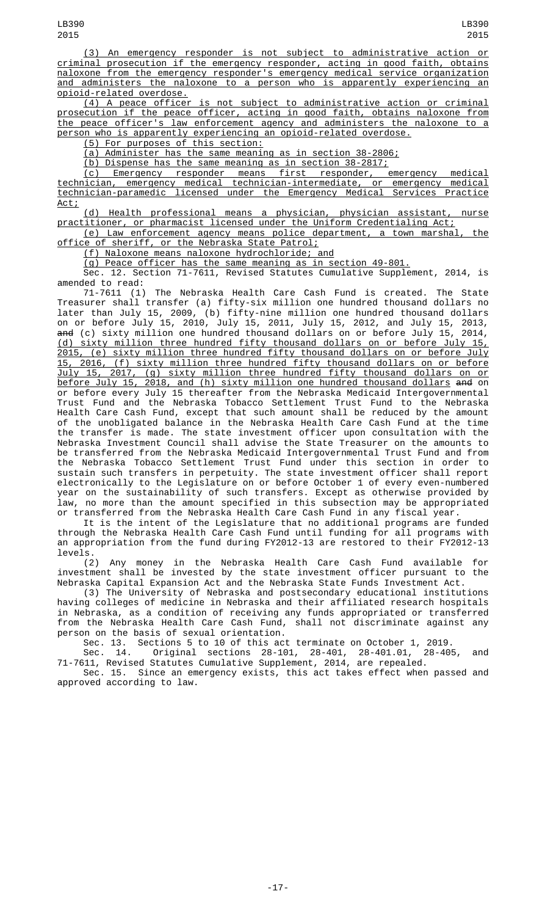(3) An emergency responder is not subject to administrative action or criminal prosecution if the emergency responder, acting in good faith, obtains naloxone from the emergency responder's emergency medical service organization and administers the naloxone to a person who is apparently experiencing an opioid-related overdose.

(4) A peace officer is not subject to administrative action or criminal prosecution if the peace officer, acting in good faith, obtains naloxone from the peace officer's law enforcement agency and administers the naloxone to a person who is apparently experiencing an opioid-related overdose.

(5) For purposes of this section:

(a) Administer has the same meaning as in section 38-2806;

(b) Dispense has the same meaning as in section 38-2817;

(c) Emergency responder means first responder, emergency medical technician, emergency medical technician-intermediate, or emergency medical technician-paramedic licensed under the Emergency Medical Services Practice Act;

(d) Health professional means a physician, physician assistant, nurse practitioner, or pharmacist licensed under the Uniform Credentialing Act;

(e) Law enforcement agency means police department, a town marshal, the office of sheriff, or the Nebraska State Patrol;

(f) Naloxone means naloxone hydrochloride; and

(g) Peace officer has the same meaning as in section 49-801.

Sec. 12. Section 71-7611, Revised Statutes Cumulative Supplement, 2014, is amended to read:

71-7611 (1) The Nebraska Health Care Cash Fund is created. The State Treasurer shall transfer (a) fifty-six million one hundred thousand dollars no later than July 15, 2009, (b) fifty-nine million one hundred thousand dollars on or before July 15, 2010, July 15, 2011, July 15, 2012, and July 15, 2013, ~~and~~ (c) sixty million one hundred thousand dollars on or before July 15, 2014, (d) sixty million three hundred fifty thousand dollars on or before July 15, 2015, (e) sixty million three hundred fifty thousand dollars on or before July 15, 2016, (f) sixty million three hundred fifty thousand dollars on or before July 15, 2017, (g) sixty million three hundred fifty thousand dollars on or before July 15, 2018, and (h) sixty million one hundred thousand dollars ~~and~~ on or before every July 15 thereafter from the Nebraska Medicaid Intergovernmental Trust Fund and the Nebraska Tobacco Settlement Trust Fund to the Nebraska Health Care Cash Fund, except that such amount shall be reduced by the amount of the unobligated balance in the Nebraska Health Care Cash Fund at the time the transfer is made. The state investment officer upon consultation with the Nebraska Investment Council shall advise the State Treasurer on the amounts to be transferred from the Nebraska Medicaid Intergovernmental Trust Fund and from the Nebraska Tobacco Settlement Trust Fund under this section in order to sustain such transfers in perpetuity. The state investment officer shall report electronically to the Legislature on or before October 1 of every even-numbered year on the sustainability of such transfers. Except as otherwise provided by law, no more than the amount specified in this subsection may be appropriated or transferred from the Nebraska Health Care Cash Fund in any fiscal year.

It is the intent of the Legislature that no additional programs are funded through the Nebraska Health Care Cash Fund until funding for all programs with an appropriation from the fund during FY2012-13 are restored to their FY2012-13 levels.

(2) Any money in the Nebraska Health Care Cash Fund available for investment shall be invested by the state investment officer pursuant to the Nebraska Capital Expansion Act and the Nebraska State Funds Investment Act.

(3) The University of Nebraska and postsecondary educational institutions having colleges of medicine in Nebraska and their affiliated research hospitals in Nebraska, as a condition of receiving any funds appropriated or transferred from the Nebraska Health Care Cash Fund, shall not discriminate against any person on the basis of sexual orientation.

Sec. 13. Sections 5 to 10 of this act terminate on October 1, 2019.

Sec. 14. Original sections 28-101, 28-401, 28-401.01, 28-405, and 71-7611, Revised Statutes Cumulative Supplement, 2014, are repealed.

Sec. 15. Since an emergency exists, this act takes effect when passed and approved according to law.